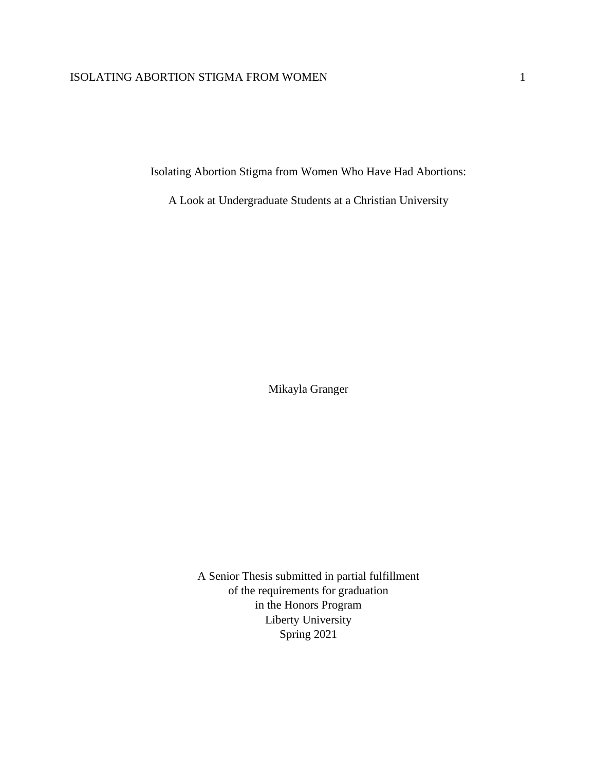# Isolating Abortion Stigma from Women Who Have Had Abortions:

## A Look at Undergraduate Students at a Christian University

Mikayla Granger

A Senior Thesis submitted in partial fulfillment
of the requirements for graduation
in the Honors Program
Liberty University
Spring 2021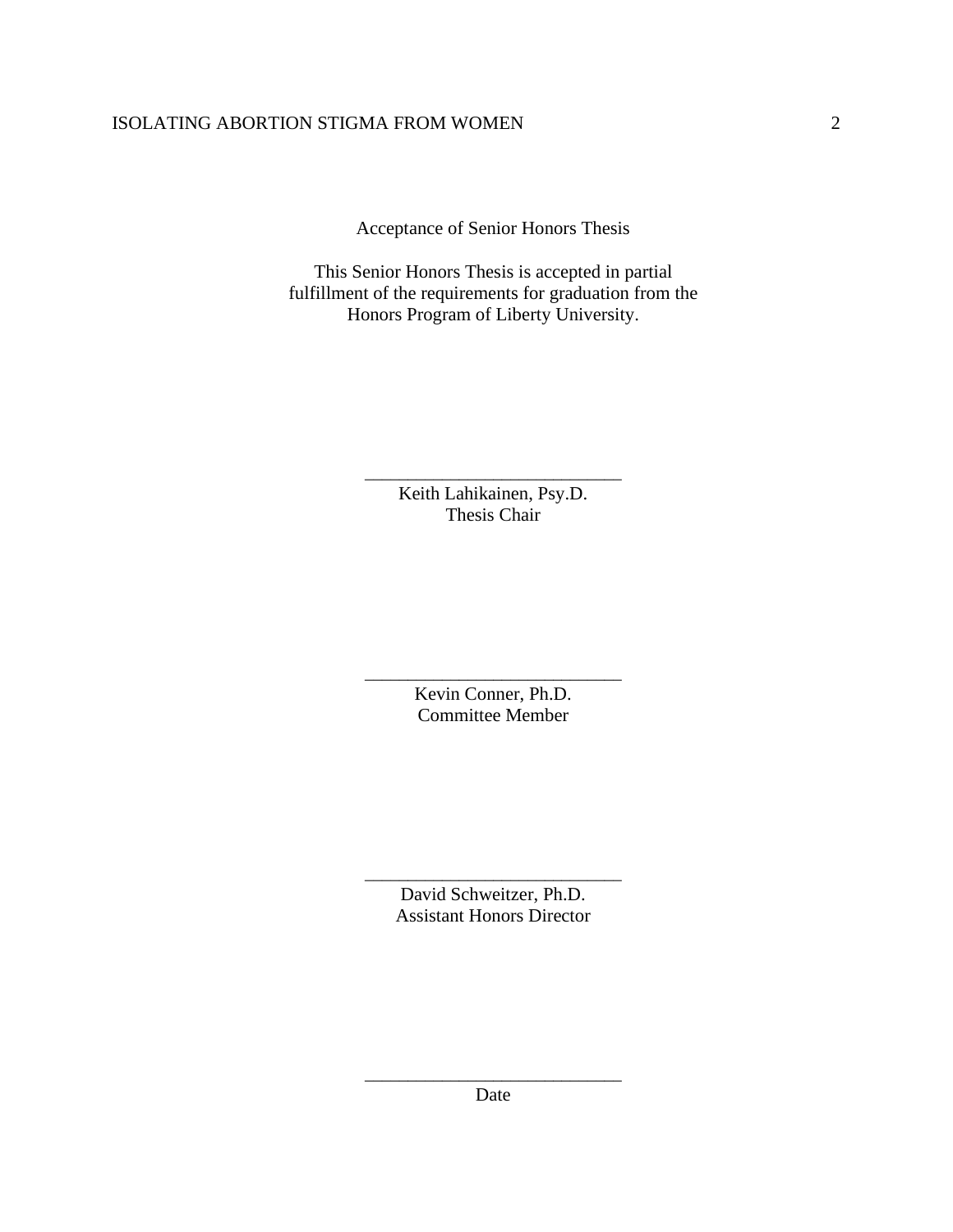Acceptance of Senior Honors Thesis

This Senior Honors Thesis is accepted in partial fulfillment of the requirements for graduation from the Honors Program of Liberty University.

______________________________
Keith Lahikainen, Psy.D.
Thesis Chair

______________________________
Kevin Conner, Ph.D.
Committee Member

______________________________
David Schweitzer, Ph.D.
Assistant Honors Director

______________________________
Date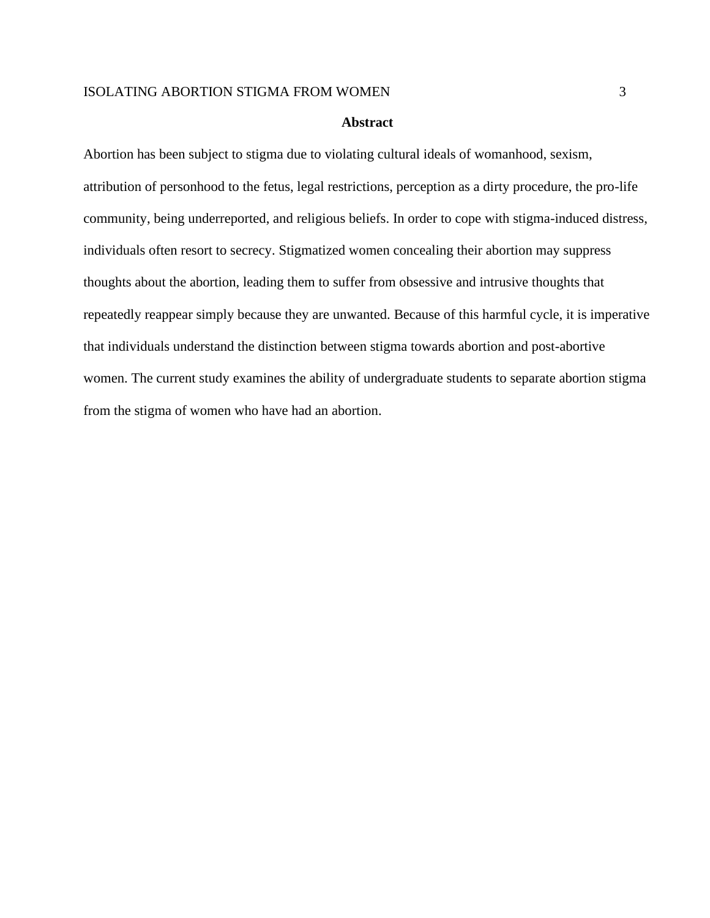## Abstract

Abortion has been subject to stigma due to violating cultural ideals of womanhood, sexism, attribution of personhood to the fetus, legal restrictions, perception as a dirty procedure, the pro-life community, being underreported, and religious beliefs. In order to cope with stigma-induced distress, individuals often resort to secrecy. Stigmatized women concealing their abortion may suppress thoughts about the abortion, leading them to suffer from obsessive and intrusive thoughts that repeatedly reappear simply because they are unwanted. Because of this harmful cycle, it is imperative that individuals understand the distinction between stigma towards abortion and post-abortive women. The current study examines the ability of undergraduate students to separate abortion stigma from the stigma of women who have had an abortion.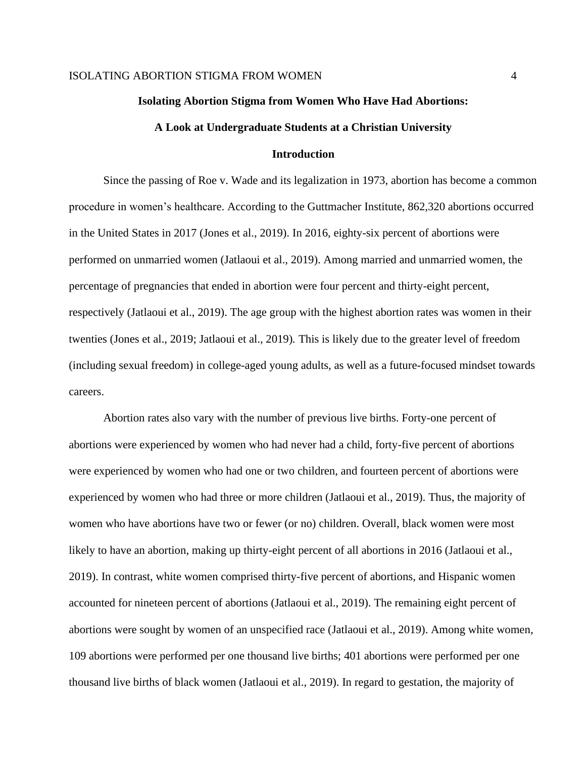**Isolating Abortion Stigma from Women Who Have Had Abortions:**

**A Look at Undergraduate Students at a Christian University**

## Introduction

Since the passing of Roe v. Wade and its legalization in 1973, abortion has become a common procedure in women's healthcare. According to the Guttmacher Institute, 862,320 abortions occurred in the United States in 2017 (Jones et al., 2019). In 2016, eighty-six percent of abortions were performed on unmarried women (Jatlaoui et al., 2019). Among married and unmarried women, the percentage of pregnancies that ended in abortion were four percent and thirty-eight percent, respectively (Jatlaoui et al., 2019). The age group with the highest abortion rates was women in their twenties (Jones et al., 2019; Jatlaoui et al., 2019). This is likely due to the greater level of freedom (including sexual freedom) in college-aged young adults, as well as a future-focused mindset towards careers.

Abortion rates also vary with the number of previous live births. Forty-one percent of abortions were experienced by women who had never had a child, forty-five percent of abortions were experienced by women who had one or two children, and fourteen percent of abortions were experienced by women who had three or more children (Jatlaoui et al., 2019). Thus, the majority of women who have abortions have two or fewer (or no) children. Overall, black women were most likely to have an abortion, making up thirty-eight percent of all abortions in 2016 (Jatlaoui et al., 2019). In contrast, white women comprised thirty-five percent of abortions, and Hispanic women accounted for nineteen percent of abortions (Jatlaoui et al., 2019). The remaining eight percent of abortions were sought by women of an unspecified race (Jatlaoui et al., 2019). Among white women, 109 abortions were performed per one thousand live births; 401 abortions were performed per one thousand live births of black women (Jatlaoui et al., 2019). In regard to gestation, the majority of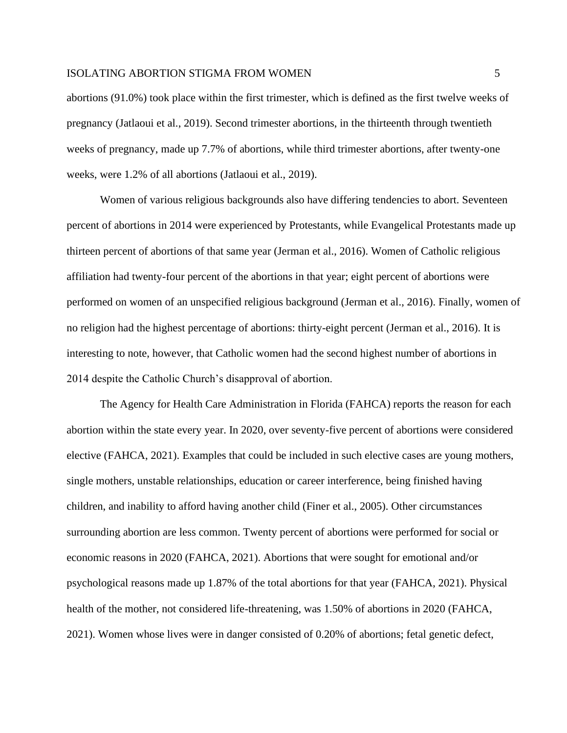abortions (91.0%) took place within the first trimester, which is defined as the first twelve weeks of pregnancy (Jatlaoui et al., 2019). Second trimester abortions, in the thirteenth through twentieth weeks of pregnancy, made up 7.7% of abortions, while third trimester abortions, after twenty-one weeks, were 1.2% of all abortions (Jatlaoui et al., 2019).

Women of various religious backgrounds also have differing tendencies to abort. Seventeen percent of abortions in 2014 were experienced by Protestants, while Evangelical Protestants made up thirteen percent of abortions of that same year (Jerman et al., 2016). Women of Catholic religious affiliation had twenty-four percent of the abortions in that year; eight percent of abortions were performed on women of an unspecified religious background (Jerman et al., 2016). Finally, women of no religion had the highest percentage of abortions: thirty-eight percent (Jerman et al., 2016). It is interesting to note, however, that Catholic women had the second highest number of abortions in 2014 despite the Catholic Church's disapproval of abortion.

The Agency for Health Care Administration in Florida (FAHCA) reports the reason for each abortion within the state every year. In 2020, over seventy-five percent of abortions were considered elective (FAHCA, 2021). Examples that could be included in such elective cases are young mothers, single mothers, unstable relationships, education or career interference, being finished having children, and inability to afford having another child (Finer et al., 2005). Other circumstances surrounding abortion are less common. Twenty percent of abortions were performed for social or economic reasons in 2020 (FAHCA, 2021). Abortions that were sought for emotional and/or psychological reasons made up 1.87% of the total abortions for that year (FAHCA, 2021). Physical health of the mother, not considered life-threatening, was 1.50% of abortions in 2020 (FAHCA, 2021). Women whose lives were in danger consisted of 0.20% of abortions; fetal genetic defect,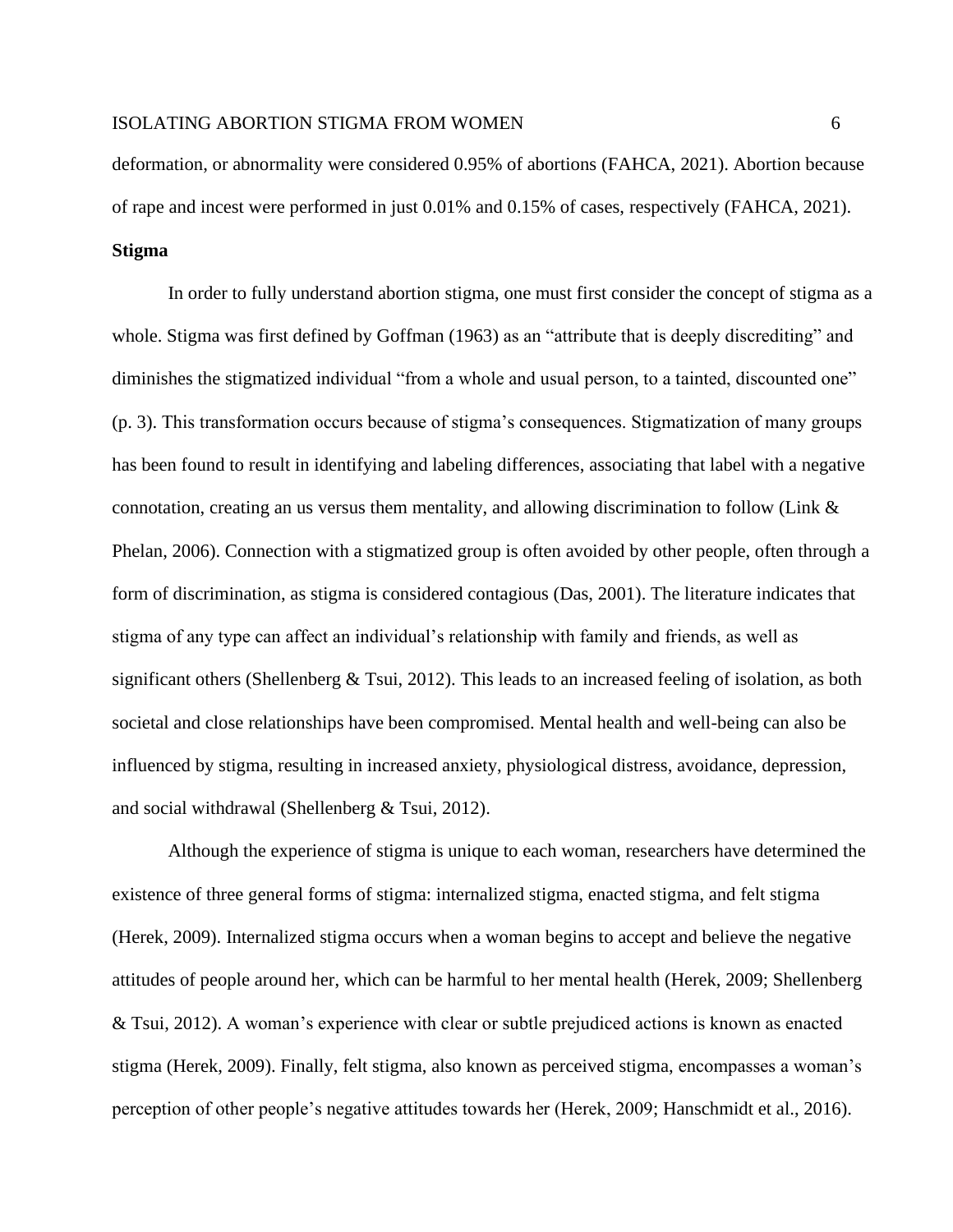deformation, or abnormality were considered 0.95% of abortions (FAHCA, 2021). Abortion because of rape and incest were performed in just 0.01% and 0.15% of cases, respectively (FAHCA, 2021).

### Stigma

In order to fully understand abortion stigma, one must first consider the concept of stigma as a whole. Stigma was first defined by Goffman (1963) as an "attribute that is deeply discrediting" and diminishes the stigmatized individual "from a whole and usual person, to a tainted, discounted one" (p. 3). This transformation occurs because of stigma's consequences. Stigmatization of many groups has been found to result in identifying and labeling differences, associating that label with a negative connotation, creating an us versus them mentality, and allowing discrimination to follow (Link & Phelan, 2006). Connection with a stigmatized group is often avoided by other people, often through a form of discrimination, as stigma is considered contagious (Das, 2001). The literature indicates that stigma of any type can affect an individual's relationship with family and friends, as well as significant others (Shellenberg & Tsui, 2012). This leads to an increased feeling of isolation, as both societal and close relationships have been compromised. Mental health and well-being can also be influenced by stigma, resulting in increased anxiety, physiological distress, avoidance, depression, and social withdrawal (Shellenberg & Tsui, 2012).

Although the experience of stigma is unique to each woman, researchers have determined the existence of three general forms of stigma: internalized stigma, enacted stigma, and felt stigma (Herek, 2009). Internalized stigma occurs when a woman begins to accept and believe the negative attitudes of people around her, which can be harmful to her mental health (Herek, 2009; Shellenberg & Tsui, 2012). A woman's experience with clear or subtle prejudiced actions is known as enacted stigma (Herek, 2009). Finally, felt stigma, also known as perceived stigma, encompasses a woman's perception of other people's negative attitudes towards her (Herek, 2009; Hanschmidt et al., 2016).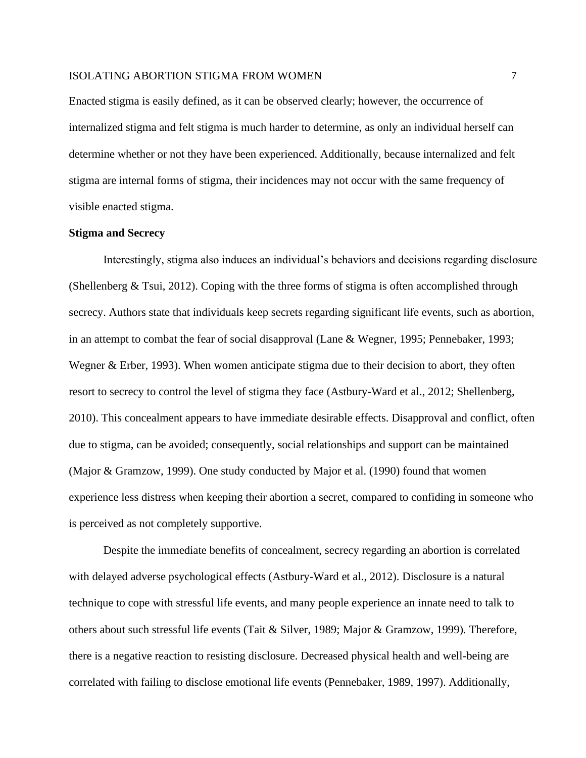Enacted stigma is easily defined, as it can be observed clearly; however, the occurrence of internalized stigma and felt stigma is much harder to determine, as only an individual herself can determine whether or not they have been experienced. Additionally, because internalized and felt stigma are internal forms of stigma, their incidences may not occur with the same frequency of visible enacted stigma.

### Stigma and Secrecy

Interestingly, stigma also induces an individual's behaviors and decisions regarding disclosure (Shellenberg & Tsui, 2012). Coping with the three forms of stigma is often accomplished through secrecy. Authors state that individuals keep secrets regarding significant life events, such as abortion, in an attempt to combat the fear of social disapproval (Lane & Wegner, 1995; Pennebaker, 1993; Wegner & Erber, 1993). When women anticipate stigma due to their decision to abort, they often resort to secrecy to control the level of stigma they face (Astbury-Ward et al., 2012; Shellenberg, 2010). This concealment appears to have immediate desirable effects. Disapproval and conflict, often due to stigma, can be avoided; consequently, social relationships and support can be maintained (Major & Gramzow, 1999). One study conducted by Major et al. (1990) found that women experience less distress when keeping their abortion a secret, compared to confiding in someone who is perceived as not completely supportive.

Despite the immediate benefits of concealment, secrecy regarding an abortion is correlated with delayed adverse psychological effects (Astbury-Ward et al., 2012). Disclosure is a natural technique to cope with stressful life events, and many people experience an innate need to talk to others about such stressful life events (Tait & Silver, 1989; Major & Gramzow, 1999). Therefore, there is a negative reaction to resisting disclosure. Decreased physical health and well-being are correlated with failing to disclose emotional life events (Pennebaker, 1989, 1997). Additionally,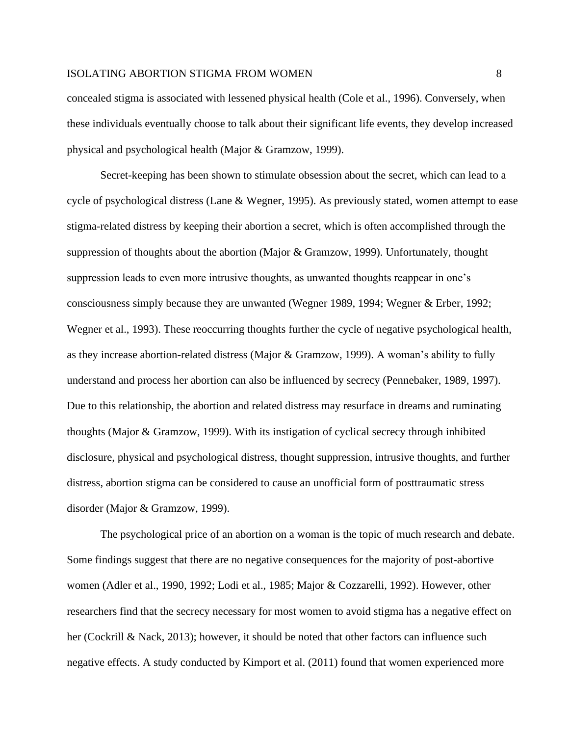concealed stigma is associated with lessened physical health (Cole et al., 1996). Conversely, when these individuals eventually choose to talk about their significant life events, they develop increased physical and psychological health (Major & Gramzow, 1999).

Secret-keeping has been shown to stimulate obsession about the secret, which can lead to a cycle of psychological distress (Lane & Wegner, 1995). As previously stated, women attempt to ease stigma-related distress by keeping their abortion a secret, which is often accomplished through the suppression of thoughts about the abortion (Major & Gramzow, 1999). Unfortunately, thought suppression leads to even more intrusive thoughts, as unwanted thoughts reappear in one's consciousness simply because they are unwanted (Wegner 1989, 1994; Wegner & Erber, 1992; Wegner et al., 1993). These reoccurring thoughts further the cycle of negative psychological health, as they increase abortion-related distress (Major & Gramzow, 1999). A woman's ability to fully understand and process her abortion can also be influenced by secrecy (Pennebaker, 1989, 1997). Due to this relationship, the abortion and related distress may resurface in dreams and ruminating thoughts (Major & Gramzow, 1999). With its instigation of cyclical secrecy through inhibited disclosure, physical and psychological distress, thought suppression, intrusive thoughts, and further distress, abortion stigma can be considered to cause an unofficial form of posttraumatic stress disorder (Major & Gramzow, 1999).

The psychological price of an abortion on a woman is the topic of much research and debate. Some findings suggest that there are no negative consequences for the majority of post-abortive women (Adler et al., 1990, 1992; Lodi et al., 1985; Major & Cozzarelli, 1992). However, other researchers find that the secrecy necessary for most women to avoid stigma has a negative effect on her (Cockrill & Nack, 2013); however, it should be noted that other factors can influence such negative effects. A study conducted by Kimport et al. (2011) found that women experienced more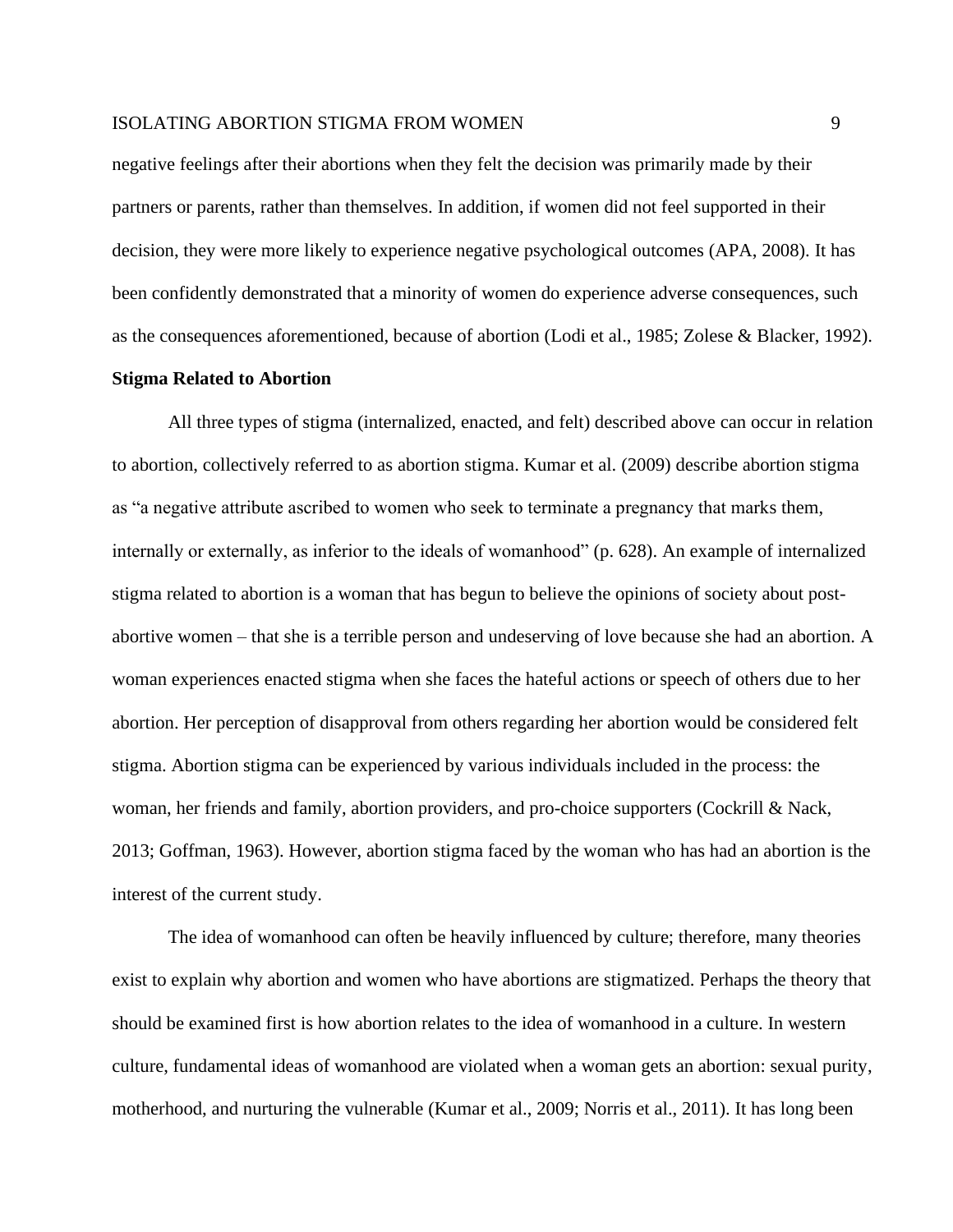negative feelings after their abortions when they felt the decision was primarily made by their partners or parents, rather than themselves. In addition, if women did not feel supported in their decision, they were more likely to experience negative psychological outcomes (APA, 2008). It has been confidently demonstrated that a minority of women do experience adverse consequences, such as the consequences aforementioned, because of abortion (Lodi et al., 1985; Zolese & Blacker, 1992).

**Stigma Related to Abortion**

All three types of stigma (internalized, enacted, and felt) described above can occur in relation to abortion, collectively referred to as abortion stigma. Kumar et al. (2009) describe abortion stigma as "a negative attribute ascribed to women who seek to terminate a pregnancy that marks them, internally or externally, as inferior to the ideals of womanhood" (p. 628). An example of internalized stigma related to abortion is a woman that has begun to believe the opinions of society about post-abortive women – that she is a terrible person and undeserving of love because she had an abortion. A woman experiences enacted stigma when she faces the hateful actions or speech of others due to her abortion. Her perception of disapproval from others regarding her abortion would be considered felt stigma. Abortion stigma can be experienced by various individuals included in the process: the woman, her friends and family, abortion providers, and pro-choice supporters (Cockrill & Nack, 2013; Goffman, 1963). However, abortion stigma faced by the woman who has had an abortion is the interest of the current study.

The idea of womanhood can often be heavily influenced by culture; therefore, many theories exist to explain why abortion and women who have abortions are stigmatized. Perhaps the theory that should be examined first is how abortion relates to the idea of womanhood in a culture. In western culture, fundamental ideas of womanhood are violated when a woman gets an abortion: sexual purity, motherhood, and nurturing the vulnerable (Kumar et al., 2009; Norris et al., 2011). It has long been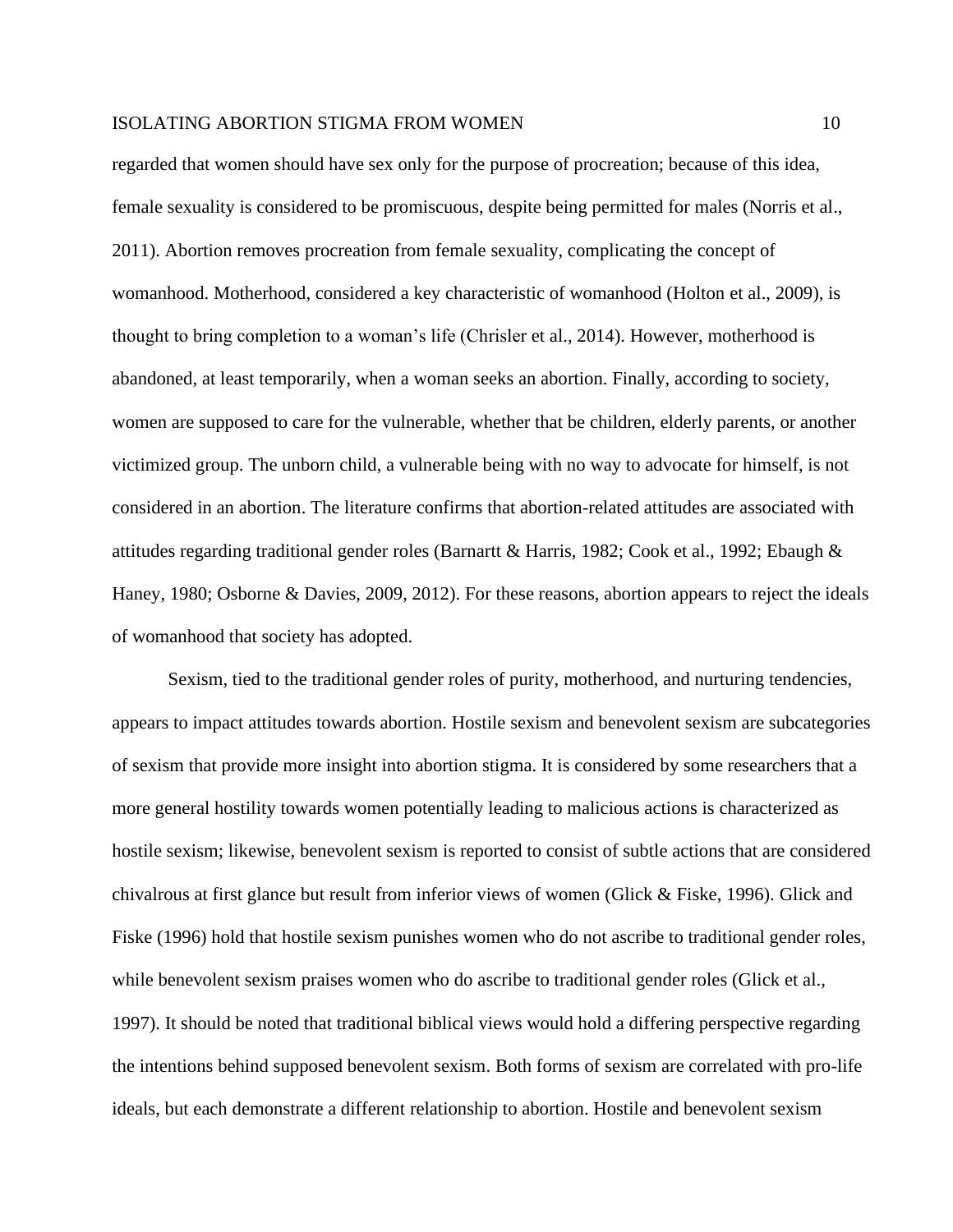regarded that women should have sex only for the purpose of procreation; because of this idea, female sexuality is considered to be promiscuous, despite being permitted for males (Norris et al., 2011). Abortion removes procreation from female sexuality, complicating the concept of womanhood. Motherhood, considered a key characteristic of womanhood (Holton et al., 2009), is thought to bring completion to a woman's life (Chrisler et al., 2014). However, motherhood is abandoned, at least temporarily, when a woman seeks an abortion. Finally, according to society, women are supposed to care for the vulnerable, whether that be children, elderly parents, or another victimized group. The unborn child, a vulnerable being with no way to advocate for himself, is not considered in an abortion. The literature confirms that abortion-related attitudes are associated with attitudes regarding traditional gender roles (Barnartt & Harris, 1982; Cook et al., 1992; Ebaugh & Haney, 1980; Osborne & Davies, 2009, 2012). For these reasons, abortion appears to reject the ideals of womanhood that society has adopted.

Sexism, tied to the traditional gender roles of purity, motherhood, and nurturing tendencies, appears to impact attitudes towards abortion. Hostile sexism and benevolent sexism are subcategories of sexism that provide more insight into abortion stigma. It is considered by some researchers that a more general hostility towards women potentially leading to malicious actions is characterized as hostile sexism; likewise, benevolent sexism is reported to consist of subtle actions that are considered chivalrous at first glance but result from inferior views of women (Glick & Fiske, 1996). Glick and Fiske (1996) hold that hostile sexism punishes women who do not ascribe to traditional gender roles, while benevolent sexism praises women who do ascribe to traditional gender roles (Glick et al., 1997). It should be noted that traditional biblical views would hold a differing perspective regarding the intentions behind supposed benevolent sexism. Both forms of sexism are correlated with pro-life ideals, but each demonstrate a different relationship to abortion. Hostile and benevolent sexism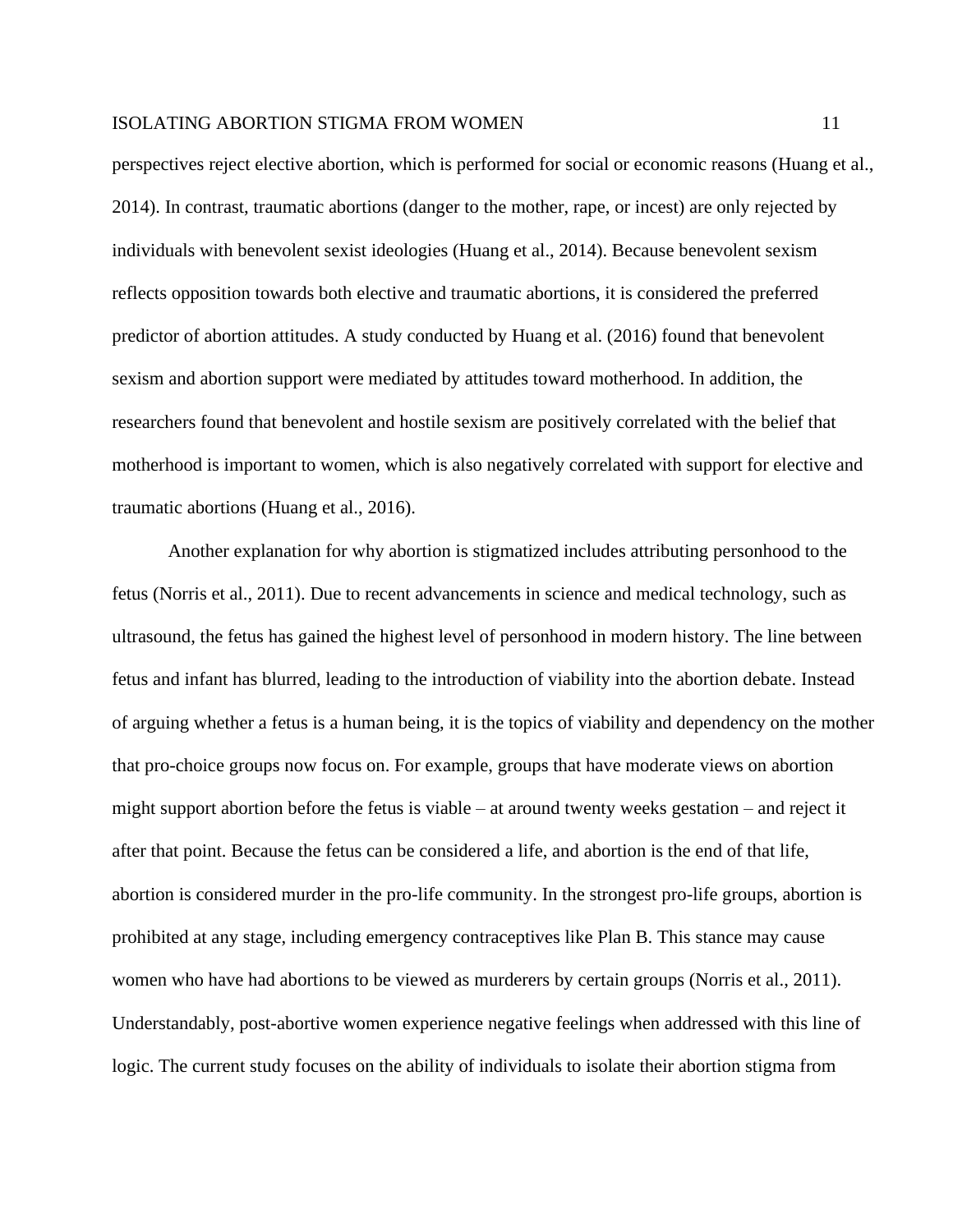perspectives reject elective abortion, which is performed for social or economic reasons (Huang et al., 2014). In contrast, traumatic abortions (danger to the mother, rape, or incest) are only rejected by individuals with benevolent sexist ideologies (Huang et al., 2014). Because benevolent sexism reflects opposition towards both elective and traumatic abortions, it is considered the preferred predictor of abortion attitudes. A study conducted by Huang et al. (2016) found that benevolent sexism and abortion support were mediated by attitudes toward motherhood. In addition, the researchers found that benevolent and hostile sexism are positively correlated with the belief that motherhood is important to women, which is also negatively correlated with support for elective and traumatic abortions (Huang et al., 2016).

Another explanation for why abortion is stigmatized includes attributing personhood to the fetus (Norris et al., 2011). Due to recent advancements in science and medical technology, such as ultrasound, the fetus has gained the highest level of personhood in modern history. The line between fetus and infant has blurred, leading to the introduction of viability into the abortion debate. Instead of arguing whether a fetus is a human being, it is the topics of viability and dependency on the mother that pro-choice groups now focus on. For example, groups that have moderate views on abortion might support abortion before the fetus is viable – at around twenty weeks gestation – and reject it after that point. Because the fetus can be considered a life, and abortion is the end of that life, abortion is considered murder in the pro-life community. In the strongest pro-life groups, abortion is prohibited at any stage, including emergency contraceptives like Plan B. This stance may cause women who have had abortions to be viewed as murderers by certain groups (Norris et al., 2011). Understandably, post-abortive women experience negative feelings when addressed with this line of logic. The current study focuses on the ability of individuals to isolate their abortion stigma from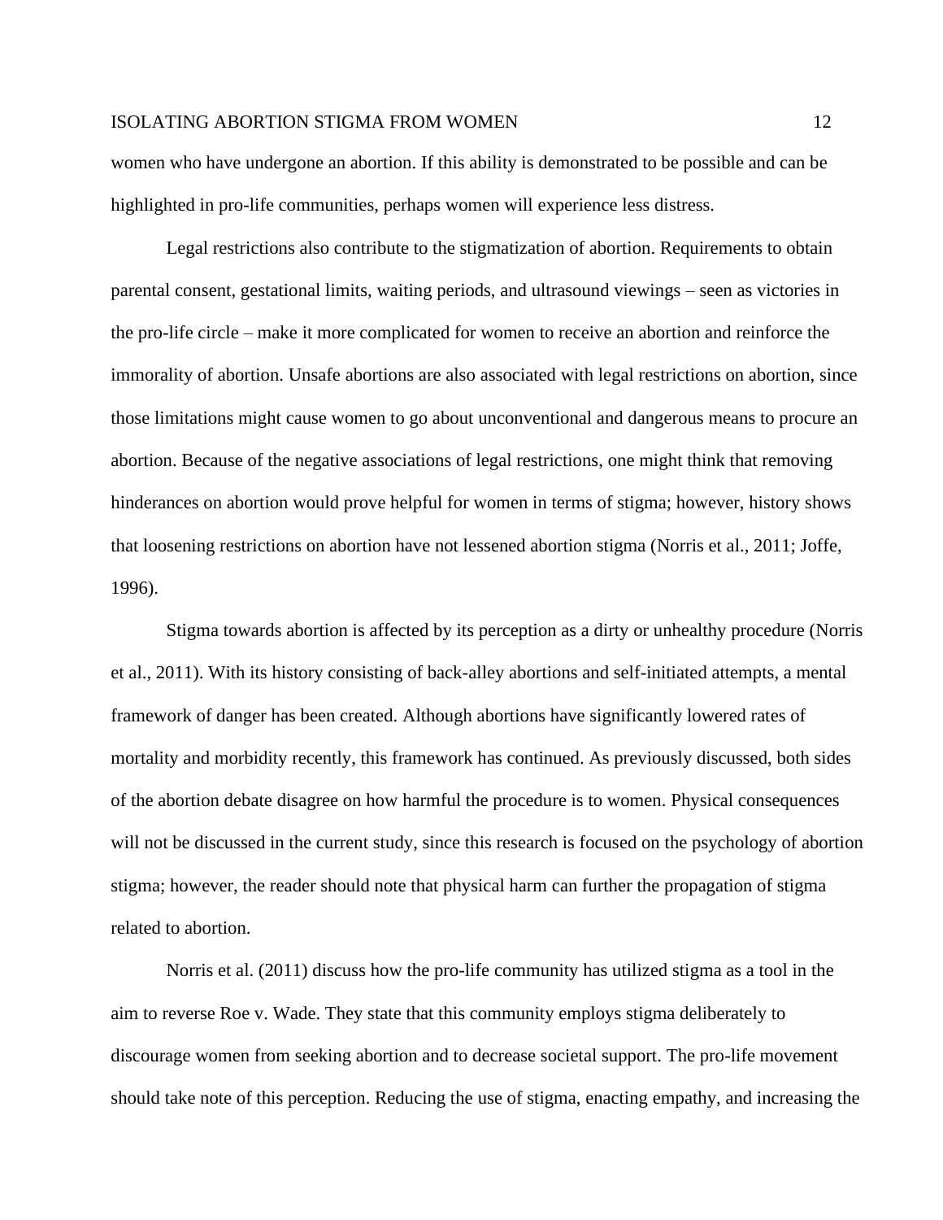women who have undergone an abortion. If this ability is demonstrated to be possible and can be highlighted in pro-life communities, perhaps women will experience less distress.

Legal restrictions also contribute to the stigmatization of abortion. Requirements to obtain parental consent, gestational limits, waiting periods, and ultrasound viewings – seen as victories in the pro-life circle – make it more complicated for women to receive an abortion and reinforce the immorality of abortion. Unsafe abortions are also associated with legal restrictions on abortion, since those limitations might cause women to go about unconventional and dangerous means to procure an abortion. Because of the negative associations of legal restrictions, one might think that removing hinderances on abortion would prove helpful for women in terms of stigma; however, history shows that loosening restrictions on abortion have not lessened abortion stigma (Norris et al., 2011; Joffe, 1996).

Stigma towards abortion is affected by its perception as a dirty or unhealthy procedure (Norris et al., 2011). With its history consisting of back-alley abortions and self-initiated attempts, a mental framework of danger has been created. Although abortions have significantly lowered rates of mortality and morbidity recently, this framework has continued. As previously discussed, both sides of the abortion debate disagree on how harmful the procedure is to women. Physical consequences will not be discussed in the current study, since this research is focused on the psychology of abortion stigma; however, the reader should note that physical harm can further the propagation of stigma related to abortion.

Norris et al. (2011) discuss how the pro-life community has utilized stigma as a tool in the aim to reverse Roe v. Wade. They state that this community employs stigma deliberately to discourage women from seeking abortion and to decrease societal support. The pro-life movement should take note of this perception. Reducing the use of stigma, enacting empathy, and increasing the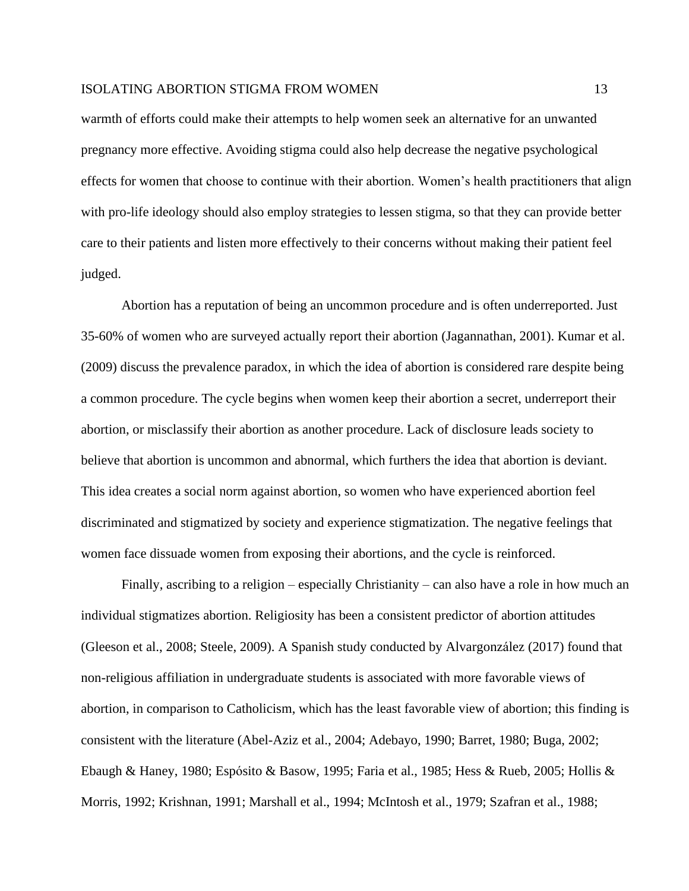warmth of efforts could make their attempts to help women seek an alternative for an unwanted pregnancy more effective. Avoiding stigma could also help decrease the negative psychological effects for women that choose to continue with their abortion. Women's health practitioners that align with pro-life ideology should also employ strategies to lessen stigma, so that they can provide better care to their patients and listen more effectively to their concerns without making their patient feel judged.

Abortion has a reputation of being an uncommon procedure and is often underreported. Just 35-60% of women who are surveyed actually report their abortion (Jagannathan, 2001). Kumar et al. (2009) discuss the prevalence paradox, in which the idea of abortion is considered rare despite being a common procedure. The cycle begins when women keep their abortion a secret, underreport their abortion, or misclassify their abortion as another procedure. Lack of disclosure leads society to believe that abortion is uncommon and abnormal, which furthers the idea that abortion is deviant. This idea creates a social norm against abortion, so women who have experienced abortion feel discriminated and stigmatized by society and experience stigmatization. The negative feelings that women face dissuade women from exposing their abortions, and the cycle is reinforced.

Finally, ascribing to a religion – especially Christianity – can also have a role in how much an individual stigmatizes abortion. Religiosity has been a consistent predictor of abortion attitudes (Gleeson et al., 2008; Steele, 2009). A Spanish study conducted by Alvargonzález (2017) found that non-religious affiliation in undergraduate students is associated with more favorable views of abortion, in comparison to Catholicism, which has the least favorable view of abortion; this finding is consistent with the literature (Abel-Aziz et al., 2004; Adebayo, 1990; Barret, 1980; Buga, 2002; Ebaugh & Haney, 1980; Espósito & Basow, 1995; Faria et al., 1985; Hess & Rueb, 2005; Hollis & Morris, 1992; Krishnan, 1991; Marshall et al., 1994; McIntosh et al., 1979; Szafran et al., 1988;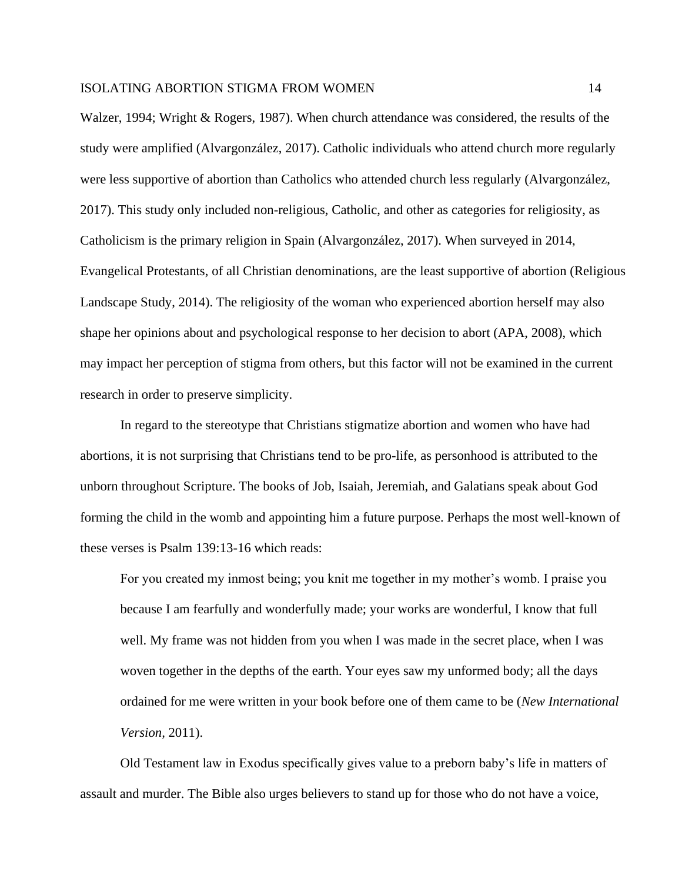Walzer, 1994; Wright & Rogers, 1987). When church attendance was considered, the results of the study were amplified (Alvargonzález, 2017). Catholic individuals who attend church more regularly were less supportive of abortion than Catholics who attended church less regularly (Alvargonzález, 2017). This study only included non-religious, Catholic, and other as categories for religiosity, as Catholicism is the primary religion in Spain (Alvargonzález, 2017). When surveyed in 2014, Evangelical Protestants, of all Christian denominations, are the least supportive of abortion (Religious Landscape Study, 2014). The religiosity of the woman who experienced abortion herself may also shape her opinions about and psychological response to her decision to abort (APA, 2008), which may impact her perception of stigma from others, but this factor will not be examined in the current research in order to preserve simplicity.

In regard to the stereotype that Christians stigmatize abortion and women who have had abortions, it is not surprising that Christians tend to be pro-life, as personhood is attributed to the unborn throughout Scripture. The books of Job, Isaiah, Jeremiah, and Galatians speak about God forming the child in the womb and appointing him a future purpose. Perhaps the most well-known of these verses is Psalm 139:13-16 which reads:

> For you created my inmost being; you knit me together in my mother's womb. I praise you because I am fearfully and wonderfully made; your works are wonderful, I know that full well. My frame was not hidden from you when I was made in the secret place, when I was woven together in the depths of the earth. Your eyes saw my unformed body; all the days ordained for me were written in your book before one of them came to be (*New International Version,* 2011).

Old Testament law in Exodus specifically gives value to a preborn baby's life in matters of assault and murder. The Bible also urges believers to stand up for those who do not have a voice,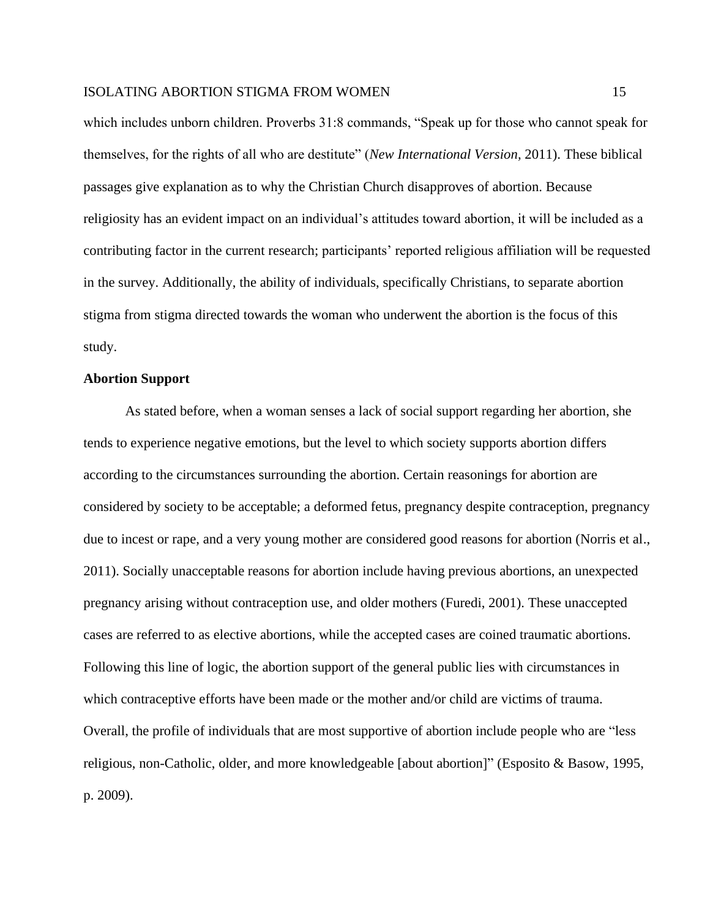which includes unborn children. Proverbs 31:8 commands, “Speak up for those who cannot speak for themselves, for the rights of all who are destitute” (*New International Version*, 2011). These biblical passages give explanation as to why the Christian Church disapproves of abortion. Because religiosity has an evident impact on an individual’s attitudes toward abortion, it will be included as a contributing factor in the current research; participants’ reported religious affiliation will be requested in the survey. Additionally, the ability of individuals, specifically Christians, to separate abortion stigma from stigma directed towards the woman who underwent the abortion is the focus of this study.

**Abortion Support**

As stated before, when a woman senses a lack of social support regarding her abortion, she tends to experience negative emotions, but the level to which society supports abortion differs according to the circumstances surrounding the abortion. Certain reasonings for abortion are considered by society to be acceptable; a deformed fetus, pregnancy despite contraception, pregnancy due to incest or rape, and a very young mother are considered good reasons for abortion (Norris et al., 2011). Socially unacceptable reasons for abortion include having previous abortions, an unexpected pregnancy arising without contraception use, and older mothers (Furedi, 2001). These unaccepted cases are referred to as elective abortions, while the accepted cases are coined traumatic abortions. Following this line of logic, the abortion support of the general public lies with circumstances in which contraceptive efforts have been made or the mother and/or child are victims of trauma. Overall, the profile of individuals that are most supportive of abortion include people who are “less religious, non-Catholic, older, and more knowledgeable [about abortion]” (Esposito & Basow, 1995, p. 2009).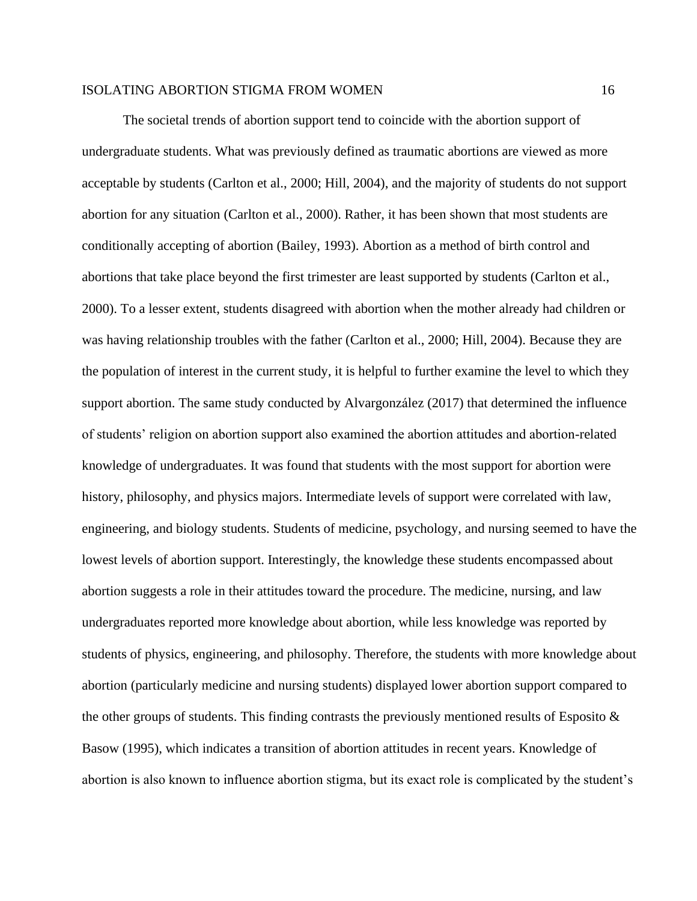The societal trends of abortion support tend to coincide with the abortion support of undergraduate students. What was previously defined as traumatic abortions are viewed as more acceptable by students (Carlton et al., 2000; Hill, 2004), and the majority of students do not support abortion for any situation (Carlton et al., 2000). Rather, it has been shown that most students are conditionally accepting of abortion (Bailey, 1993). Abortion as a method of birth control and abortions that take place beyond the first trimester are least supported by students (Carlton et al., 2000). To a lesser extent, students disagreed with abortion when the mother already had children or was having relationship troubles with the father (Carlton et al., 2000; Hill, 2004). Because they are the population of interest in the current study, it is helpful to further examine the level to which they support abortion. The same study conducted by Alvargonzález (2017) that determined the influence of students' religion on abortion support also examined the abortion attitudes and abortion-related knowledge of undergraduates. It was found that students with the most support for abortion were history, philosophy, and physics majors. Intermediate levels of support were correlated with law, engineering, and biology students. Students of medicine, psychology, and nursing seemed to have the lowest levels of abortion support. Interestingly, the knowledge these students encompassed about abortion suggests a role in their attitudes toward the procedure. The medicine, nursing, and law undergraduates reported more knowledge about abortion, while less knowledge was reported by students of physics, engineering, and philosophy. Therefore, the students with more knowledge about abortion (particularly medicine and nursing students) displayed lower abortion support compared to the other groups of students. This finding contrasts the previously mentioned results of Esposito & Basow (1995), which indicates a transition of abortion attitudes in recent years. Knowledge of abortion is also known to influence abortion stigma, but its exact role is complicated by the student's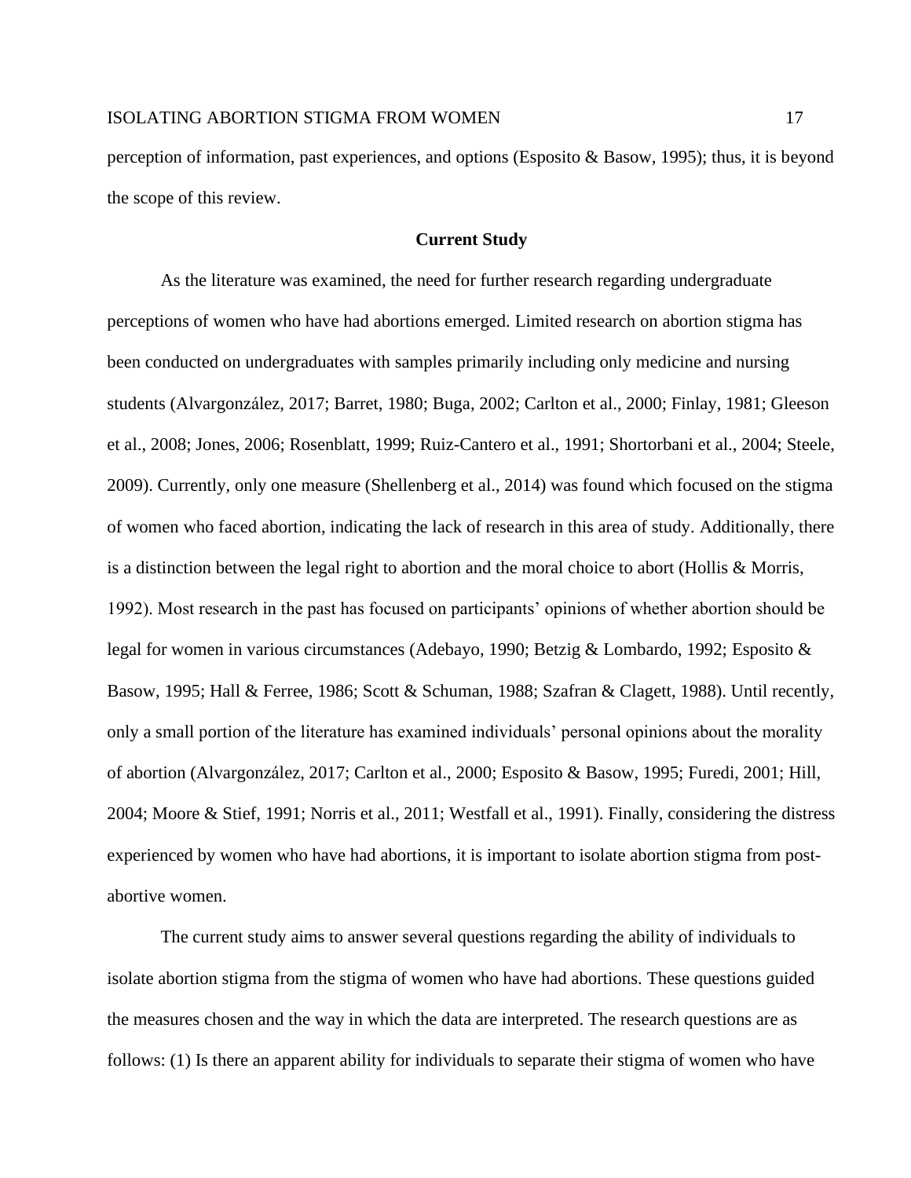perception of information, past experiences, and options (Esposito & Basow, 1995); thus, it is beyond the scope of this review.

## Current Study

As the literature was examined, the need for further research regarding undergraduate perceptions of women who have had abortions emerged. Limited research on abortion stigma has been conducted on undergraduates with samples primarily including only medicine and nursing students (Alvargonzález, 2017; Barret, 1980; Buga, 2002; Carlton et al., 2000; Finlay, 1981; Gleeson et al., 2008; Jones, 2006; Rosenblatt, 1999; Ruiz-Cantero et al., 1991; Shortorbani et al., 2004; Steele, 2009). Currently, only one measure (Shellenberg et al., 2014) was found which focused on the stigma of women who faced abortion, indicating the lack of research in this area of study. Additionally, there is a distinction between the legal right to abortion and the moral choice to abort (Hollis & Morris, 1992). Most research in the past has focused on participants' opinions of whether abortion should be legal for women in various circumstances (Adebayo, 1990; Betzig & Lombardo, 1992; Esposito & Basow, 1995; Hall & Ferree, 1986; Scott & Schuman, 1988; Szafran & Clagett, 1988). Until recently, only a small portion of the literature has examined individuals' personal opinions about the morality of abortion (Alvargonzález, 2017; Carlton et al., 2000; Esposito & Basow, 1995; Furedi, 2001; Hill, 2004; Moore & Stief, 1991; Norris et al., 2011; Westfall et al., 1991). Finally, considering the distress experienced by women who have had abortions, it is important to isolate abortion stigma from post-abortive women.

The current study aims to answer several questions regarding the ability of individuals to isolate abortion stigma from the stigma of women who have had abortions. These questions guided the measures chosen and the way in which the data are interpreted. The research questions are as follows: (1) Is there an apparent ability for individuals to separate their stigma of women who have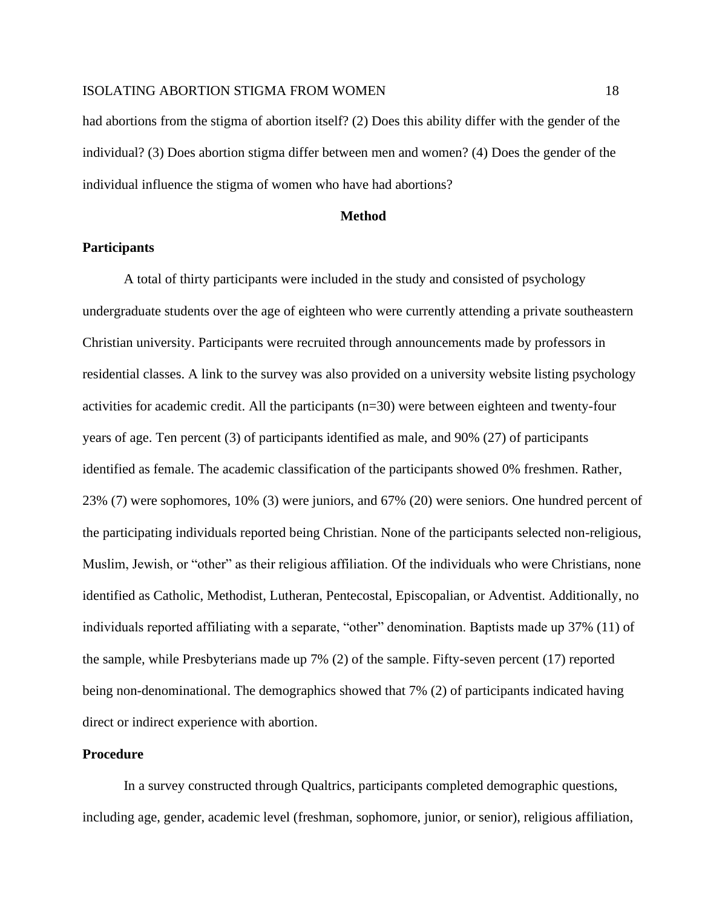had abortions from the stigma of abortion itself? (2) Does this ability differ with the gender of the individual? (3) Does abortion stigma differ between men and women? (4) Does the gender of the individual influence the stigma of women who have had abortions?

## Method

### Participants

A total of thirty participants were included in the study and consisted of psychology undergraduate students over the age of eighteen who were currently attending a private southeastern Christian university. Participants were recruited through announcements made by professors in residential classes. A link to the survey was also provided on a university website listing psychology activities for academic credit. All the participants (n=30) were between eighteen and twenty-four years of age. Ten percent (3) of participants identified as male, and 90% (27) of participants identified as female. The academic classification of the participants showed 0% freshmen. Rather, 23% (7) were sophomores, 10% (3) were juniors, and 67% (20) were seniors. One hundred percent of the participating individuals reported being Christian. None of the participants selected non-religious, Muslim, Jewish, or "other" as their religious affiliation. Of the individuals who were Christians, none identified as Catholic, Methodist, Lutheran, Pentecostal, Episcopalian, or Adventist. Additionally, no individuals reported affiliating with a separate, "other" denomination. Baptists made up 37% (11) of the sample, while Presbyterians made up 7% (2) of the sample. Fifty-seven percent (17) reported being non-denominational. The demographics showed that 7% (2) of participants indicated having direct or indirect experience with abortion.

### Procedure

In a survey constructed through Qualtrics, participants completed demographic questions, including age, gender, academic level (freshman, sophomore, junior, or senior), religious affiliation,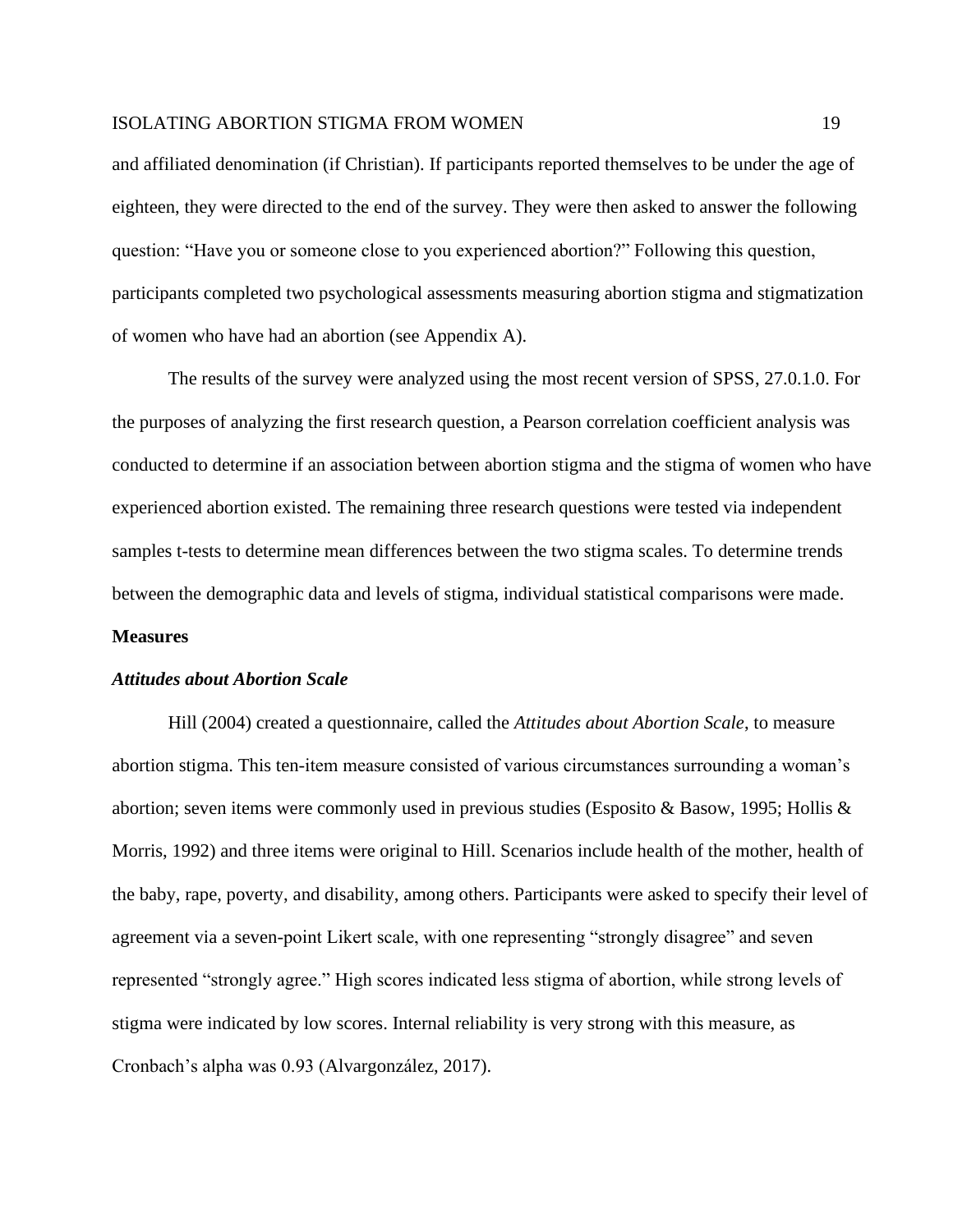and affiliated denomination (if Christian). If participants reported themselves to be under the age of eighteen, they were directed to the end of the survey. They were then asked to answer the following question: "Have you or someone close to you experienced abortion?" Following this question, participants completed two psychological assessments measuring abortion stigma and stigmatization of women who have had an abortion (see Appendix A).

The results of the survey were analyzed using the most recent version of SPSS, 27.0.1.0. For the purposes of analyzing the first research question, a Pearson correlation coefficient analysis was conducted to determine if an association between abortion stigma and the stigma of women who have experienced abortion existed. The remaining three research questions were tested via independent samples t-tests to determine mean differences between the two stigma scales. To determine trends between the demographic data and levels of stigma, individual statistical comparisons were made.

## Measures

### *Attitudes about Abortion Scale*

Hill (2004) created a questionnaire, called the *Attitudes about Abortion Scale*, to measure abortion stigma. This ten-item measure consisted of various circumstances surrounding a woman's abortion; seven items were commonly used in previous studies (Esposito & Basow, 1995; Hollis & Morris, 1992) and three items were original to Hill. Scenarios include health of the mother, health of the baby, rape, poverty, and disability, among others. Participants were asked to specify their level of agreement via a seven-point Likert scale, with one representing "strongly disagree" and seven represented "strongly agree." High scores indicated less stigma of abortion, while strong levels of stigma were indicated by low scores. Internal reliability is very strong with this measure, as Cronbach's alpha was 0.93 (Alvargonzález, 2017).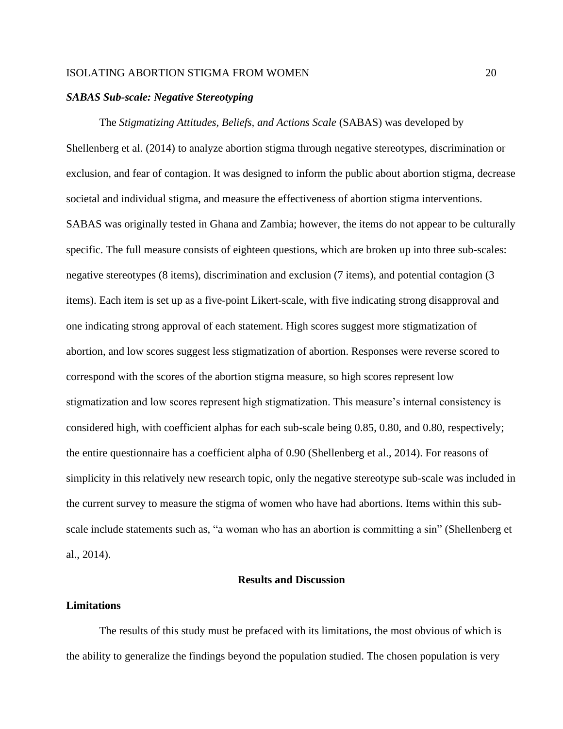### ***SABAS Sub-scale: Negative Stereotyping***

The *Stigmatizing Attitudes, Beliefs, and Actions Scale* (SABAS) was developed by Shellenberg et al. (2014) to analyze abortion stigma through negative stereotypes, discrimination or exclusion, and fear of contagion. It was designed to inform the public about abortion stigma, decrease societal and individual stigma, and measure the effectiveness of abortion stigma interventions. SABAS was originally tested in Ghana and Zambia; however, the items do not appear to be culturally specific. The full measure consists of eighteen questions, which are broken up into three sub-scales: negative stereotypes (8 items), discrimination and exclusion (7 items), and potential contagion (3 items). Each item is set up as a five-point Likert-scale, with five indicating strong disapproval and one indicating strong approval of each statement. High scores suggest more stigmatization of abortion, and low scores suggest less stigmatization of abortion. Responses were reverse scored to correspond with the scores of the abortion stigma measure, so high scores represent low stigmatization and low scores represent high stigmatization. This measure's internal consistency is considered high, with coefficient alphas for each sub-scale being 0.85, 0.80, and 0.80, respectively; the entire questionnaire has a coefficient alpha of 0.90 (Shellenberg et al., 2014). For reasons of simplicity in this relatively new research topic, only the negative stereotype sub-scale was included in the current survey to measure the stigma of women who have had abortions. Items within this sub-scale include statements such as, "a woman who has an abortion is committing a sin" (Shellenberg et al., 2014).

## Results and Discussion

### Limitations

The results of this study must be prefaced with its limitations, the most obvious of which is the ability to generalize the findings beyond the population studied. The chosen population is very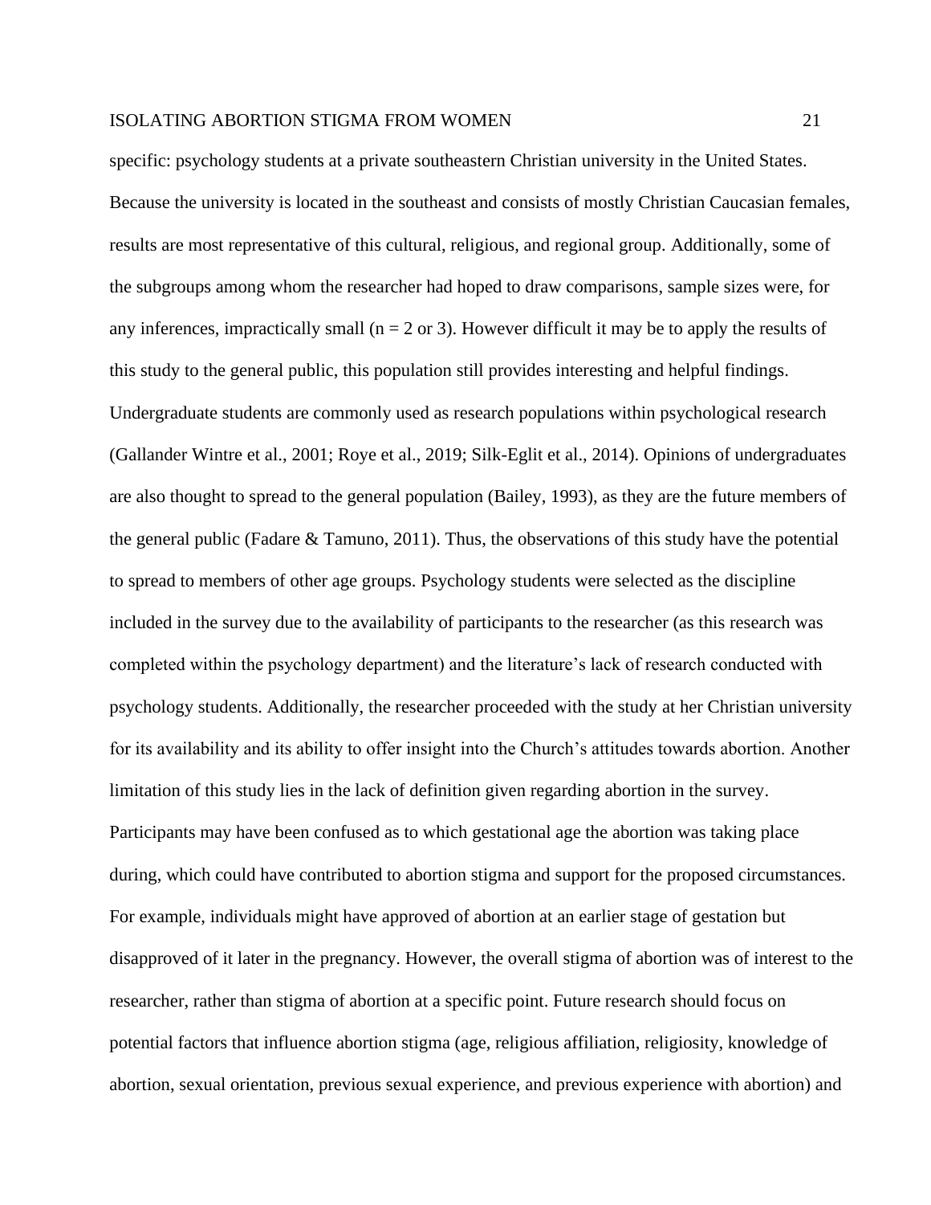specific: psychology students at a private southeastern Christian university in the United States. Because the university is located in the southeast and consists of mostly Christian Caucasian females, results are most representative of this cultural, religious, and regional group. Additionally, some of the subgroups among whom the researcher had hoped to draw comparisons, sample sizes were, for any inferences, impractically small ($n = 2$ or 3). However difficult it may be to apply the results of this study to the general public, this population still provides interesting and helpful findings. Undergraduate students are commonly used as research populations within psychological research (Gallander Wintre et al., 2001; Roye et al., 2019; Silk-Eglit et al., 2014). Opinions of undergraduates are also thought to spread to the general population (Bailey, 1993), as they are the future members of the general public (Fadare & Tamuno, 2011). Thus, the observations of this study have the potential to spread to members of other age groups. Psychology students were selected as the discipline included in the survey due to the availability of participants to the researcher (as this research was completed within the psychology department) and the literature's lack of research conducted with psychology students. Additionally, the researcher proceeded with the study at her Christian university for its availability and its ability to offer insight into the Church's attitudes towards abortion. Another limitation of this study lies in the lack of definition given regarding abortion in the survey. Participants may have been confused as to which gestational age the abortion was taking place during, which could have contributed to abortion stigma and support for the proposed circumstances. For example, individuals might have approved of abortion at an earlier stage of gestation but disapproved of it later in the pregnancy. However, the overall stigma of abortion was of interest to the researcher, rather than stigma of abortion at a specific point. Future research should focus on potential factors that influence abortion stigma (age, religious affiliation, religiosity, knowledge of abortion, sexual orientation, previous sexual experience, and previous experience with abortion) and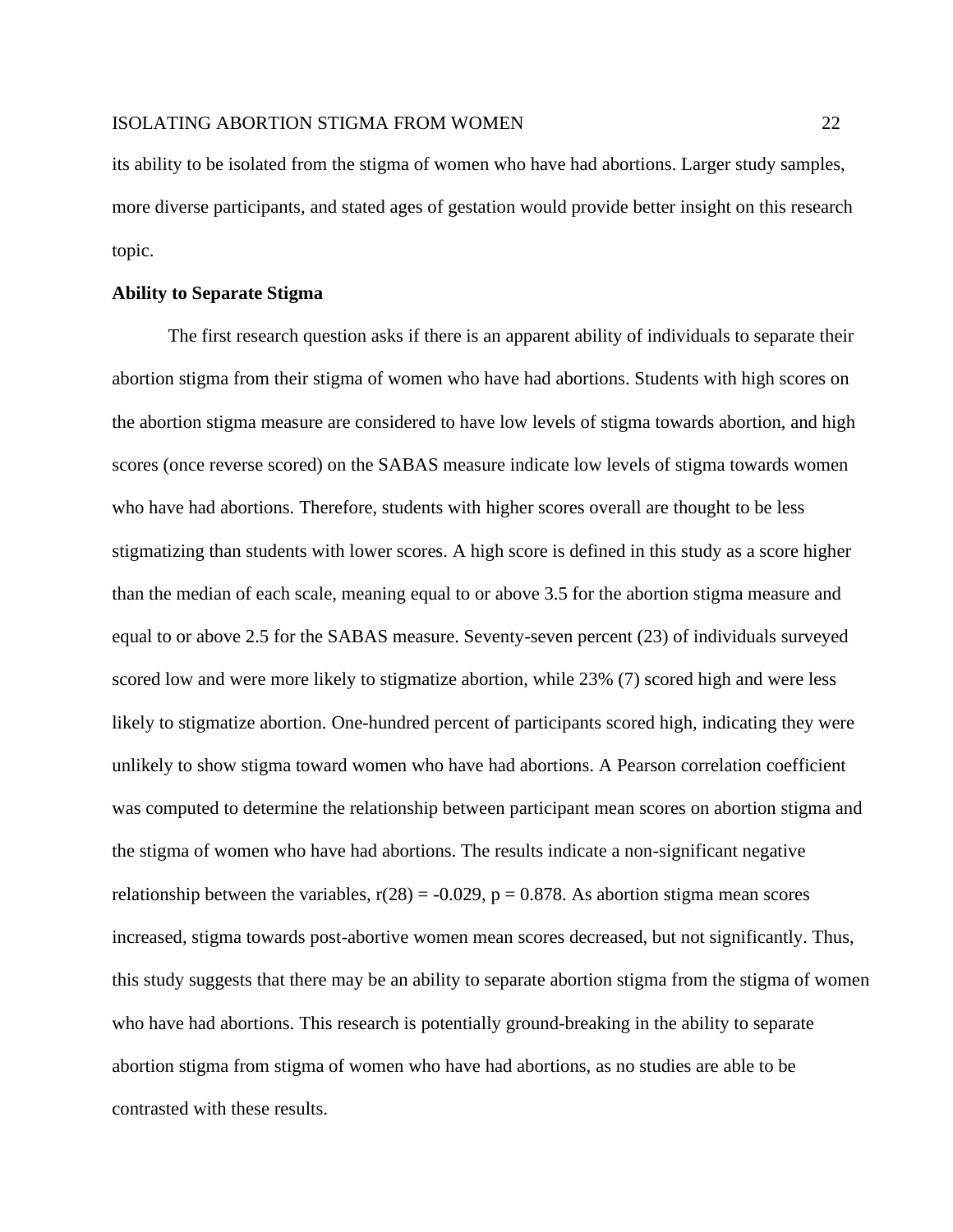its ability to be isolated from the stigma of women who have had abortions. Larger study samples, more diverse participants, and stated ages of gestation would provide better insight on this research topic.

**Ability to Separate Stigma**

The first research question asks if there is an apparent ability of individuals to separate their abortion stigma from their stigma of women who have had abortions. Students with high scores on the abortion stigma measure are considered to have low levels of stigma towards abortion, and high scores (once reverse scored) on the SABAS measure indicate low levels of stigma towards women who have had abortions. Therefore, students with higher scores overall are thought to be less stigmatizing than students with lower scores. A high score is defined in this study as a score higher than the median of each scale, meaning equal to or above 3.5 for the abortion stigma measure and equal to or above 2.5 for the SABAS measure. Seventy-seven percent (23) of individuals surveyed scored low and were more likely to stigmatize abortion, while 23% (7) scored high and were less likely to stigmatize abortion. One-hundred percent of participants scored high, indicating they were unlikely to show stigma toward women who have had abortions. A Pearson correlation coefficient was computed to determine the relationship between participant mean scores on abortion stigma and the stigma of women who have had abortions. The results indicate a non-significant negative relationship between the variables, $r(28) = -0.029$, $p = 0.878$. As abortion stigma mean scores increased, stigma towards post-abortive women mean scores decreased, but not significantly. Thus, this study suggests that there may be an ability to separate abortion stigma from the stigma of women who have had abortions. This research is potentially ground-breaking in the ability to separate abortion stigma from stigma of women who have had abortions, as no studies are able to be contrasted with these results.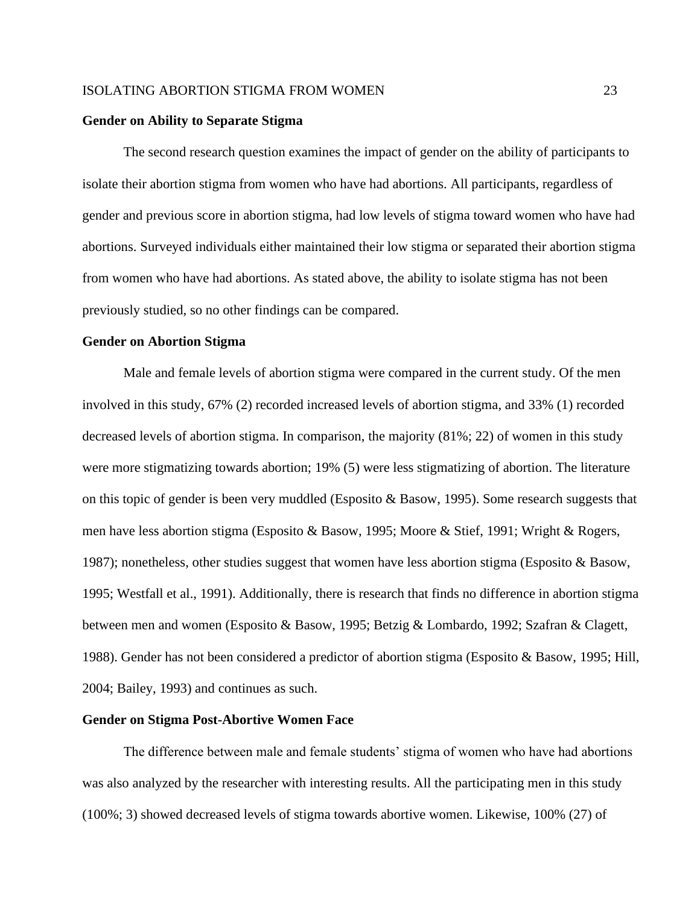**Gender on Ability to Separate Stigma**

The second research question examines the impact of gender on the ability of participants to isolate their abortion stigma from women who have had abortions. All participants, regardless of gender and previous score in abortion stigma, had low levels of stigma toward women who have had abortions. Surveyed individuals either maintained their low stigma or separated their abortion stigma from women who have had abortions. As stated above, the ability to isolate stigma has not been previously studied, so no other findings can be compared.

**Gender on Abortion Stigma**

Male and female levels of abortion stigma were compared in the current study. Of the men involved in this study, 67% (2) recorded increased levels of abortion stigma, and 33% (1) recorded decreased levels of abortion stigma. In comparison, the majority (81%; 22) of women in this study were more stigmatizing towards abortion; 19% (5) were less stigmatizing of abortion. The literature on this topic of gender is been very muddled (Esposito & Basow, 1995). Some research suggests that men have less abortion stigma (Esposito & Basow, 1995; Moore & Stief, 1991; Wright & Rogers, 1987); nonetheless, other studies suggest that women have less abortion stigma (Esposito & Basow, 1995; Westfall et al., 1991). Additionally, there is research that finds no difference in abortion stigma between men and women (Esposito & Basow, 1995; Betzig & Lombardo, 1992; Szafran & Clagett, 1988). Gender has not been considered a predictor of abortion stigma (Esposito & Basow, 1995; Hill, 2004; Bailey, 1993) and continues as such.

**Gender on Stigma Post-Abortive Women Face**

The difference between male and female students' stigma of women who have had abortions was also analyzed by the researcher with interesting results. All the participating men in this study (100%; 3) showed decreased levels of stigma towards abortive women. Likewise, 100% (27) of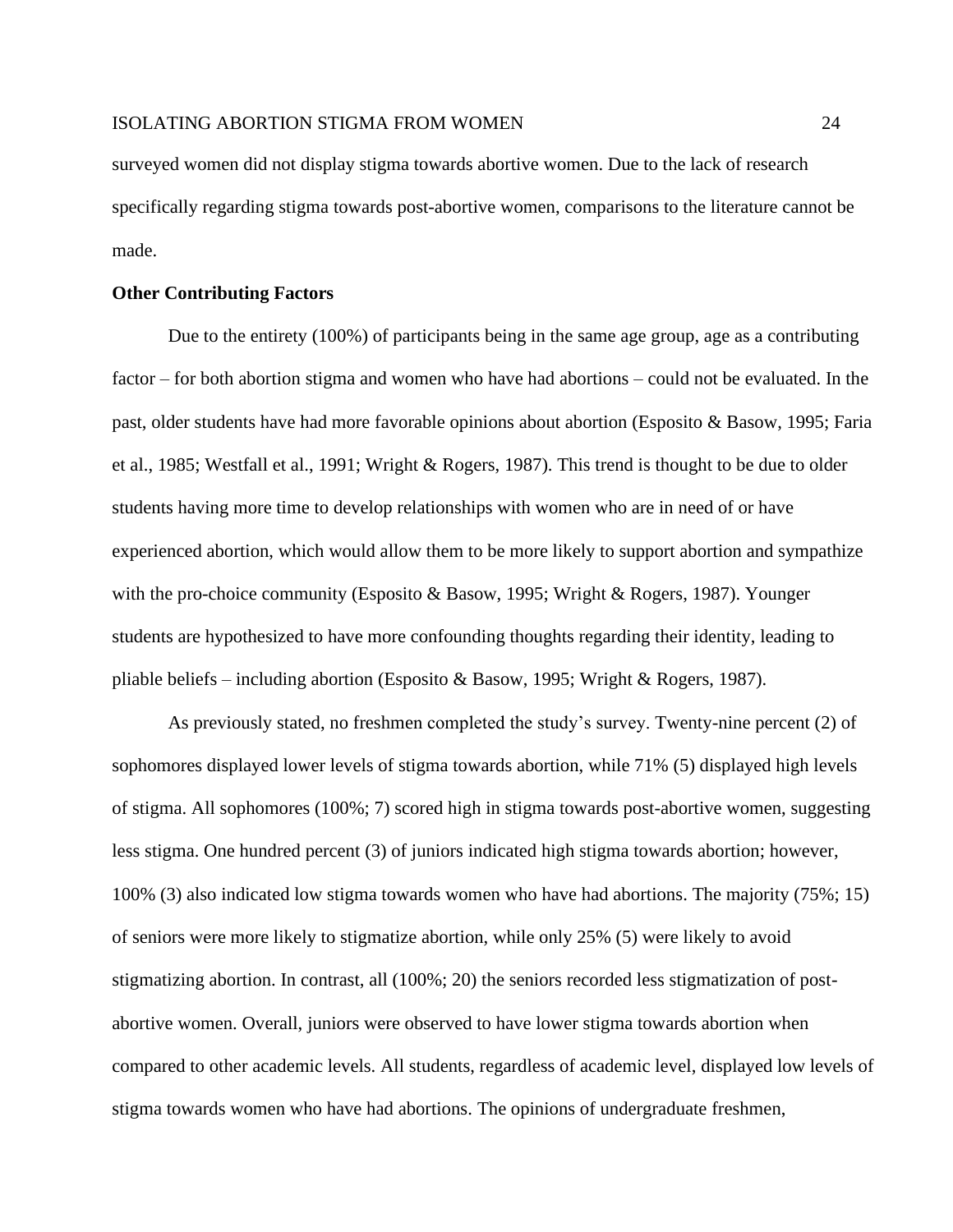surveyed women did not display stigma towards abortive women. Due to the lack of research specifically regarding stigma towards post-abortive women, comparisons to the literature cannot be made.

**Other Contributing Factors**

Due to the entirety (100%) of participants being in the same age group, age as a contributing factor – for both abortion stigma and women who have had abortions – could not be evaluated. In the past, older students have had more favorable opinions about abortion (Esposito & Basow, 1995; Faria et al., 1985; Westfall et al., 1991; Wright & Rogers, 1987). This trend is thought to be due to older students having more time to develop relationships with women who are in need of or have experienced abortion, which would allow them to be more likely to support abortion and sympathize with the pro-choice community (Esposito & Basow, 1995; Wright & Rogers, 1987). Younger students are hypothesized to have more confounding thoughts regarding their identity, leading to pliable beliefs – including abortion (Esposito & Basow, 1995; Wright & Rogers, 1987).

As previously stated, no freshmen completed the study's survey. Twenty-nine percent (2) of sophomores displayed lower levels of stigma towards abortion, while 71% (5) displayed high levels of stigma. All sophomores (100%; 7) scored high in stigma towards post-abortive women, suggesting less stigma. One hundred percent (3) of juniors indicated high stigma towards abortion; however, 100% (3) also indicated low stigma towards women who have had abortions. The majority (75%; 15) of seniors were more likely to stigmatize abortion, while only 25% (5) were likely to avoid stigmatizing abortion. In contrast, all (100%; 20) the seniors recorded less stigmatization of post-abortive women. Overall, juniors were observed to have lower stigma towards abortion when compared to other academic levels. All students, regardless of academic level, displayed low levels of stigma towards women who have had abortions. The opinions of undergraduate freshmen,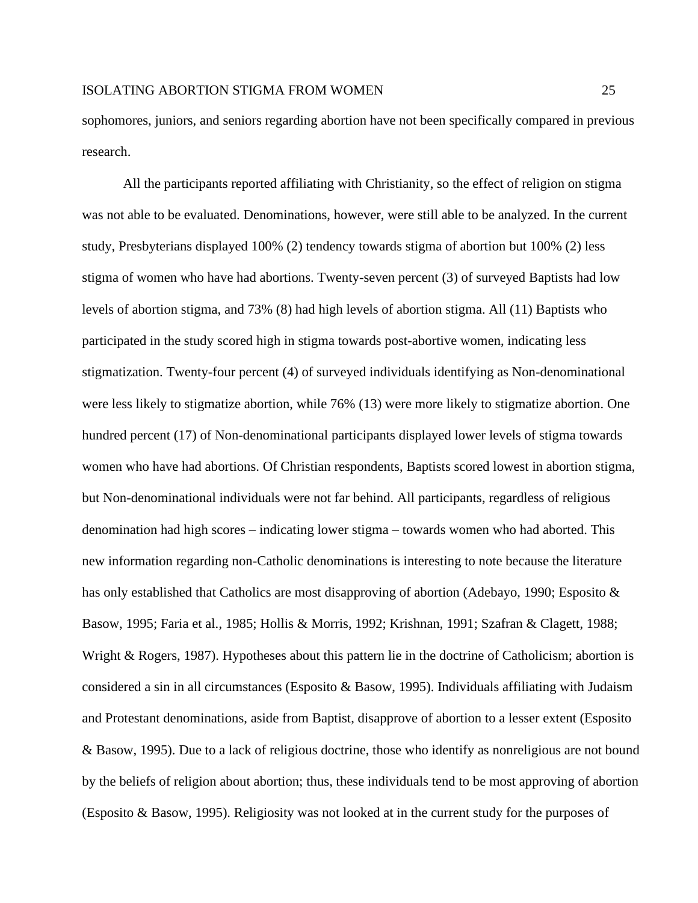sophomores, juniors, and seniors regarding abortion have not been specifically compared in previous research.

All the participants reported affiliating with Christianity, so the effect of religion on stigma was not able to be evaluated. Denominations, however, were still able to be analyzed. In the current study, Presbyterians displayed 100% (2) tendency towards stigma of abortion but 100% (2) less stigma of women who have had abortions. Twenty-seven percent (3) of surveyed Baptists had low levels of abortion stigma, and 73% (8) had high levels of abortion stigma. All (11) Baptists who participated in the study scored high in stigma towards post-abortive women, indicating less stigmatization. Twenty-four percent (4) of surveyed individuals identifying as Non-denominational were less likely to stigmatize abortion, while 76% (13) were more likely to stigmatize abortion. One hundred percent (17) of Non-denominational participants displayed lower levels of stigma towards women who have had abortions. Of Christian respondents, Baptists scored lowest in abortion stigma, but Non-denominational individuals were not far behind. All participants, regardless of religious denomination had high scores – indicating lower stigma – towards women who had aborted. This new information regarding non-Catholic denominations is interesting to note because the literature has only established that Catholics are most disapproving of abortion (Adebayo, 1990; Esposito & Basow, 1995; Faria et al., 1985; Hollis & Morris, 1992; Krishnan, 1991; Szafran & Clagett, 1988; Wright & Rogers, 1987). Hypotheses about this pattern lie in the doctrine of Catholicism; abortion is considered a sin in all circumstances (Esposito & Basow, 1995). Individuals affiliating with Judaism and Protestant denominations, aside from Baptist, disapprove of abortion to a lesser extent (Esposito & Basow, 1995). Due to a lack of religious doctrine, those who identify as nonreligious are not bound by the beliefs of religion about abortion; thus, these individuals tend to be most approving of abortion (Esposito & Basow, 1995). Religiosity was not looked at in the current study for the purposes of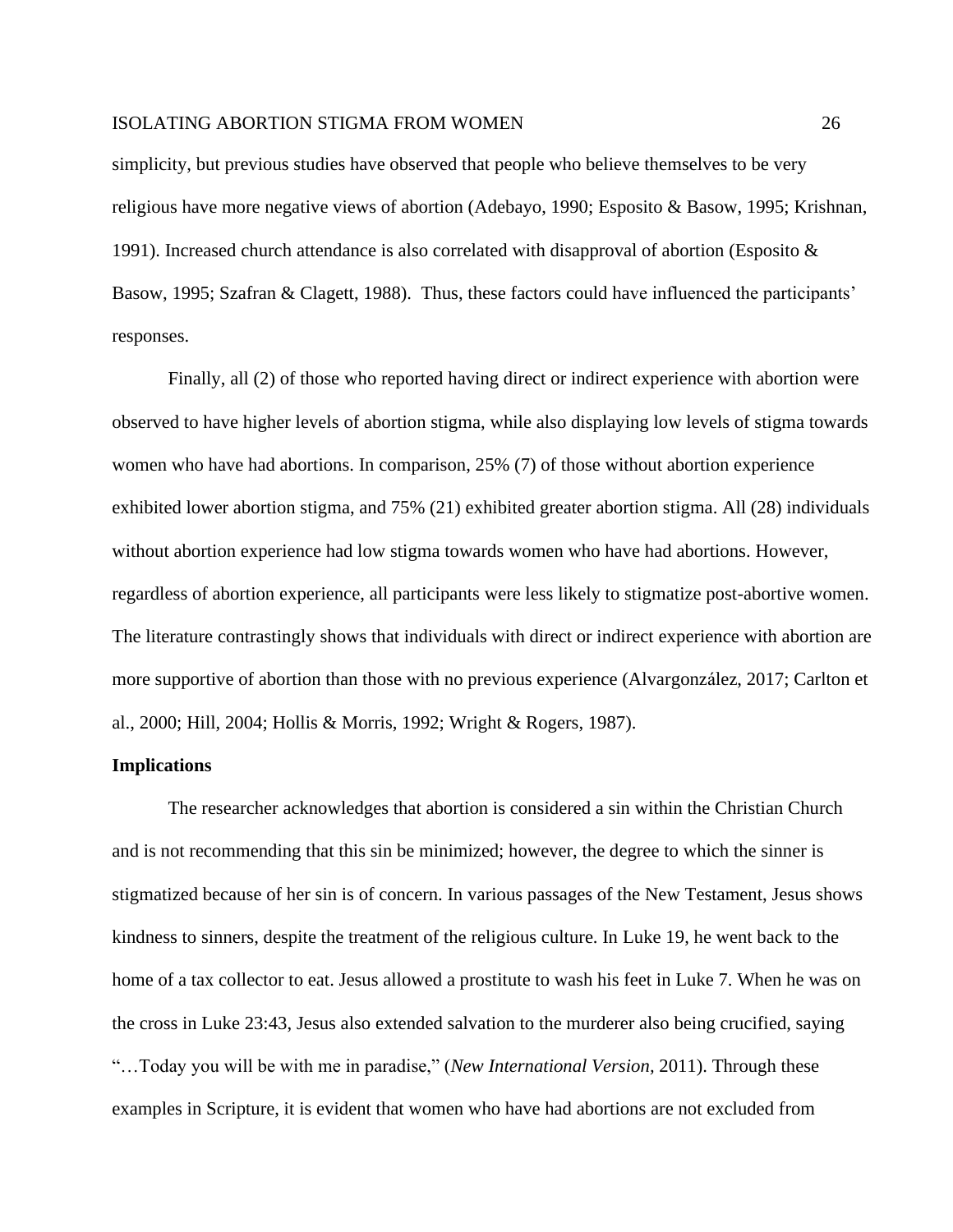simplicity, but previous studies have observed that people who believe themselves to be very religious have more negative views of abortion (Adebayo, 1990; Esposito & Basow, 1995; Krishnan, 1991). Increased church attendance is also correlated with disapproval of abortion (Esposito & Basow, 1995; Szafran & Clagett, 1988). Thus, these factors could have influenced the participants' responses.

Finally, all (2) of those who reported having direct or indirect experience with abortion were observed to have higher levels of abortion stigma, while also displaying low levels of stigma towards women who have had abortions. In comparison, 25% (7) of those without abortion experience exhibited lower abortion stigma, and 75% (21) exhibited greater abortion stigma. All (28) individuals without abortion experience had low stigma towards women who have had abortions. However, regardless of abortion experience, all participants were less likely to stigmatize post-abortive women. The literature contrastingly shows that individuals with direct or indirect experience with abortion are more supportive of abortion than those with no previous experience (Alvargonzález, 2017; Carlton et al., 2000; Hill, 2004; Hollis & Morris, 1992; Wright & Rogers, 1987).

## Implications

The researcher acknowledges that abortion is considered a sin within the Christian Church and is not recommending that this sin be minimized; however, the degree to which the sinner is stigmatized because of her sin is of concern. In various passages of the New Testament, Jesus shows kindness to sinners, despite the treatment of the religious culture. In Luke 19, he went back to the home of a tax collector to eat. Jesus allowed a prostitute to wash his feet in Luke 7. When he was on the cross in Luke 23:43, Jesus also extended salvation to the murderer also being crucified, saying "…Today you will be with me in paradise," (*New International Version,* 2011). Through these examples in Scripture, it is evident that women who have had abortions are not excluded from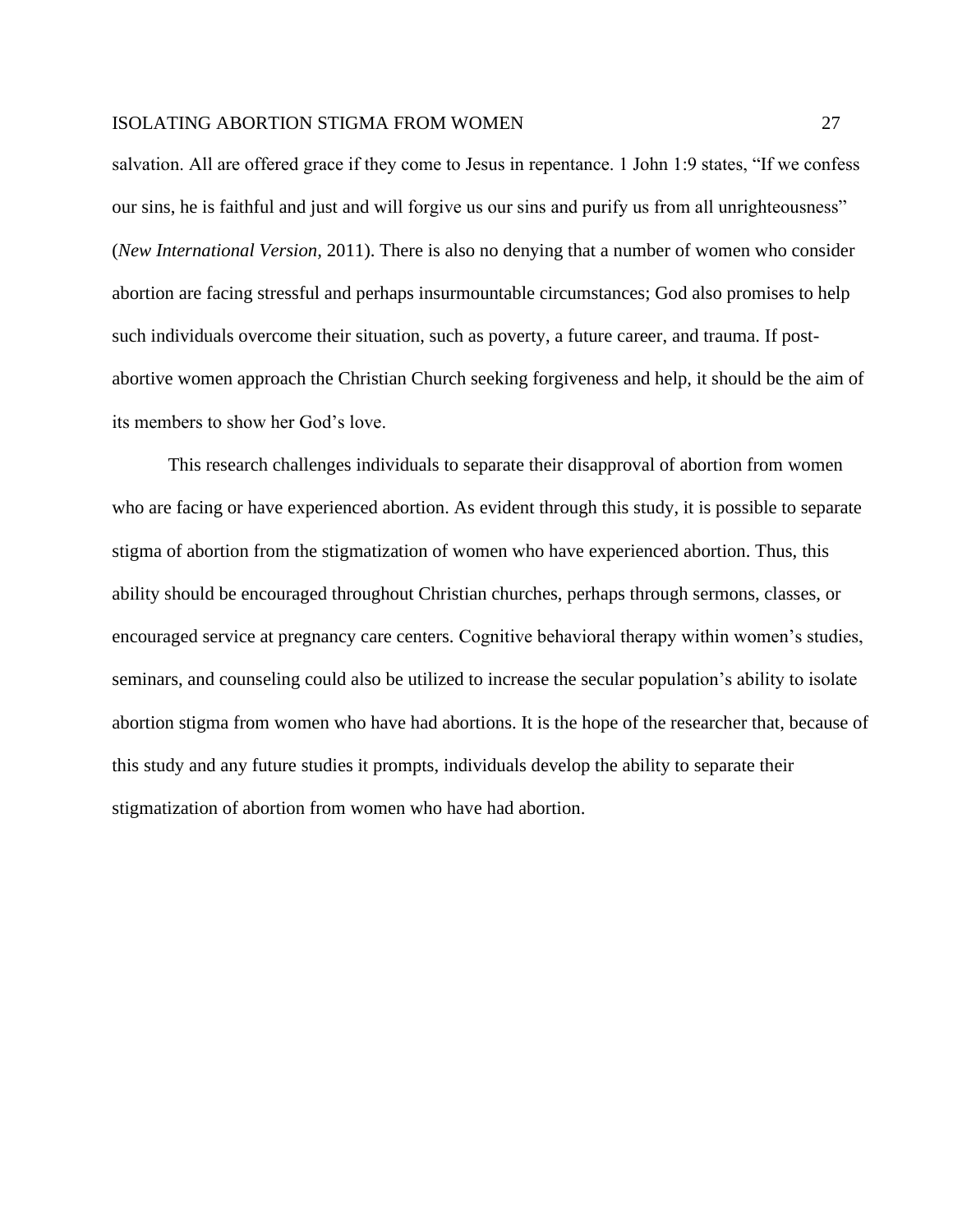salvation. All are offered grace if they come to Jesus in repentance. 1 John 1:9 states, "If we confess our sins, he is faithful and just and will forgive us our sins and purify us from all unrighteousness" (*New International Version,* 2011). There is also no denying that a number of women who consider abortion are facing stressful and perhaps insurmountable circumstances; God also promises to help such individuals overcome their situation, such as poverty, a future career, and trauma. If post-abortive women approach the Christian Church seeking forgiveness and help, it should be the aim of its members to show her God's love.

This research challenges individuals to separate their disapproval of abortion from women who are facing or have experienced abortion. As evident through this study, it is possible to separate stigma of abortion from the stigmatization of women who have experienced abortion. Thus, this ability should be encouraged throughout Christian churches, perhaps through sermons, classes, or encouraged service at pregnancy care centers. Cognitive behavioral therapy within women's studies, seminars, and counseling could also be utilized to increase the secular population's ability to isolate abortion stigma from women who have had abortions. It is the hope of the researcher that, because of this study and any future studies it prompts, individuals develop the ability to separate their stigmatization of abortion from women who have had abortion.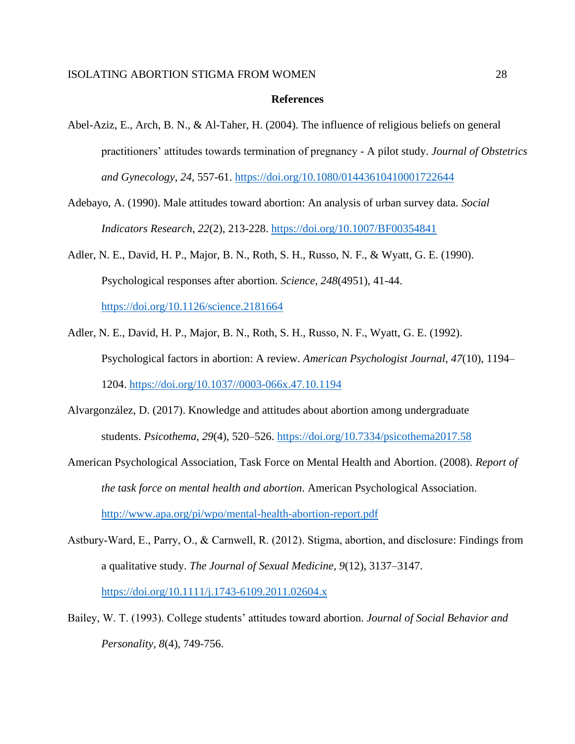**References**

Abel-Aziz, E., Arch, B. N., & Al-Taher, H. (2004). The influence of religious beliefs on general practitioners' attitudes towards termination of pregnancy - A pilot study. *Journal of Obstetrics and Gynecology*, *24*, 557-61. https://doi.org/10.1080/01443610410001722644

Adebayo, A. (1990). Male attitudes toward abortion: An analysis of urban survey data. *Social Indicators Research*, *22*(2), 213-228. https://doi.org/10.1007/BF00354841

Adler, N. E., David, H. P., Major, B. N., Roth, S. H., Russo, N. F., & Wyatt, G. E. (1990). Psychological responses after abortion. *Science*, *248*(4951), 41-44. https://doi.org/10.1126/science.2181664

Adler, N. E., David, H. P., Major, B. N., Roth, S. H., Russo, N. F., Wyatt, G. E. (1992). Psychological factors in abortion: A review. *American Psychologist Journal*, *47*(10), 1194–1204. https://doi.org/10.1037//0003-066x.47.10.1194

Alvargonzález, D. (2017). Knowledge and attitudes about abortion among undergraduate students. *Psicothema*, *29*(4), 520–526. https://doi.org/10.7334/psicothema2017.58

American Psychological Association, Task Force on Mental Health and Abortion. (2008). *Report of the task force on mental health and abortion*. American Psychological Association. http://www.apa.org/pi/wpo/mental-health-abortion-report.pdf

Astbury-Ward, E., Parry, O., & Carnwell, R. (2012). Stigma, abortion, and disclosure: Findings from a qualitative study. *The Journal of Sexual Medicine*, *9*(12), 3137–3147. https://doi.org/10.1111/j.1743-6109.2011.02604.x

Bailey, W. T. (1993). College students' attitudes toward abortion. *Journal of Social Behavior and Personality*, *8*(4), 749-756.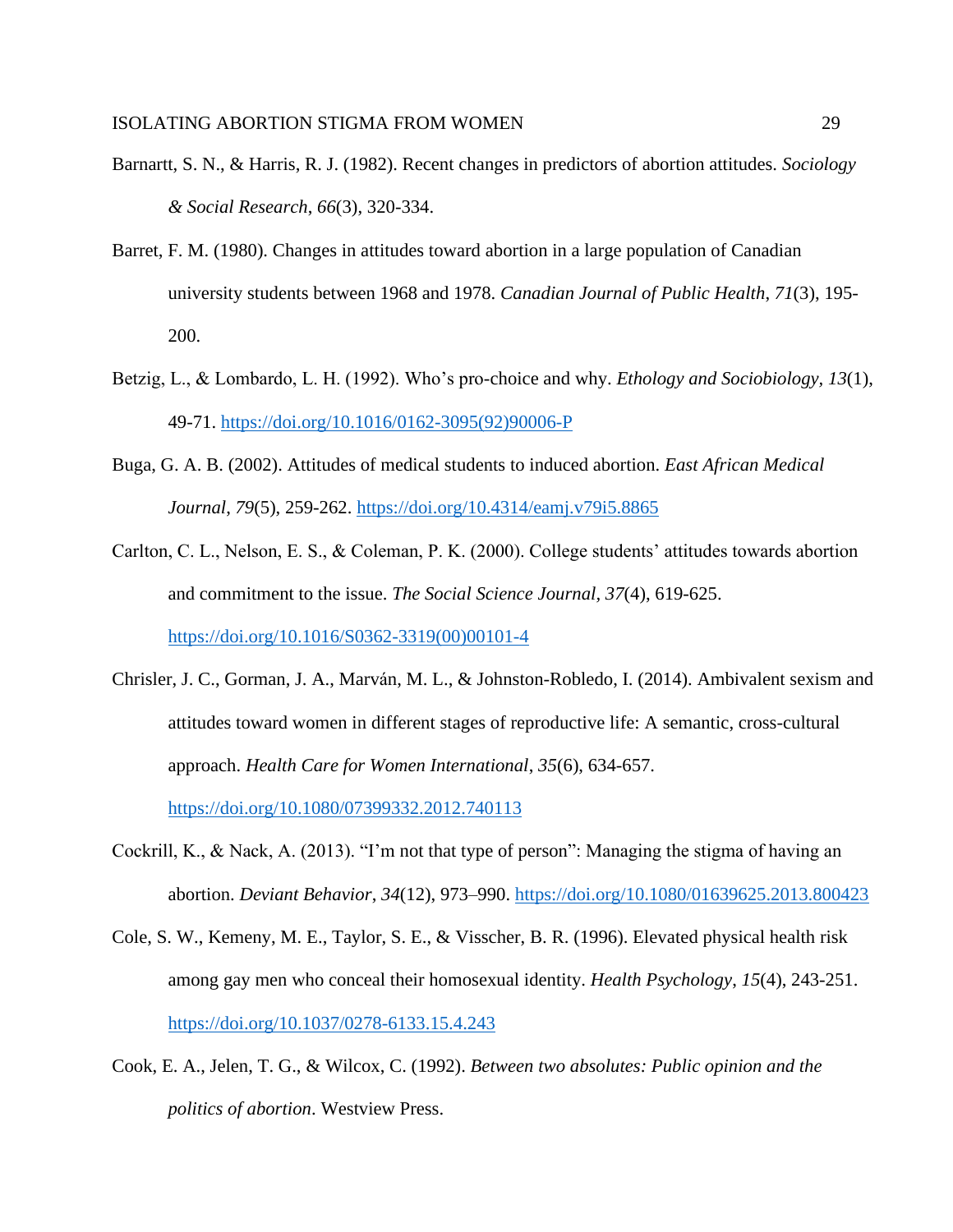Barnartt, S. N., & Harris, R. J. (1982). Recent changes in predictors of abortion attitudes. *Sociology & Social Research*, *66*(3), 320-334.

Barret, F. M. (1980). Changes in attitudes toward abortion in a large population of Canadian university students between 1968 and 1978. *Canadian Journal of Public Health*, *71*(3), 195-200.

Betzig, L., & Lombardo, L. H. (1992). Who's pro-choice and why. *Ethology and Sociobiology, 13*(1), 49-71. https://doi.org/10.1016/0162-3095(92)90006-P

Buga, G. A. B. (2002). Attitudes of medical students to induced abortion. *East African Medical Journal*, *79*(5), 259-262. https://doi.org/10.4314/eamj.v79i5.8865

Carlton, C. L., Nelson, E. S., & Coleman, P. K. (2000). College students' attitudes towards abortion and commitment to the issue. *The Social Science Journal*, *37*(4), 619-625. https://doi.org/10.1016/S0362-3319(00)00101-4

Chrisler, J. C., Gorman, J. A., Marván, M. L., & Johnston-Robledo, I. (2014). Ambivalent sexism and attitudes toward women in different stages of reproductive life: A semantic, cross-cultural approach. *Health Care for Women International*, *35*(6), 634-657. https://doi.org/10.1080/07399332.2012.740113

Cockrill, K., & Nack, A. (2013). "I'm not that type of person": Managing the stigma of having an abortion. *Deviant Behavior*, *34*(12), 973–990. https://doi.org/10.1080/01639625.2013.800423

Cole, S. W., Kemeny, M. E., Taylor, S. E., & Visscher, B. R. (1996). Elevated physical health risk among gay men who conceal their homosexual identity. *Health Psychology*, *15*(4), 243-251. https://doi.org/10.1037/0278-6133.15.4.243

Cook, E. A., Jelen, T. G., & Wilcox, C. (1992). *Between two absolutes: Public opinion and the politics of abortion*. Westview Press.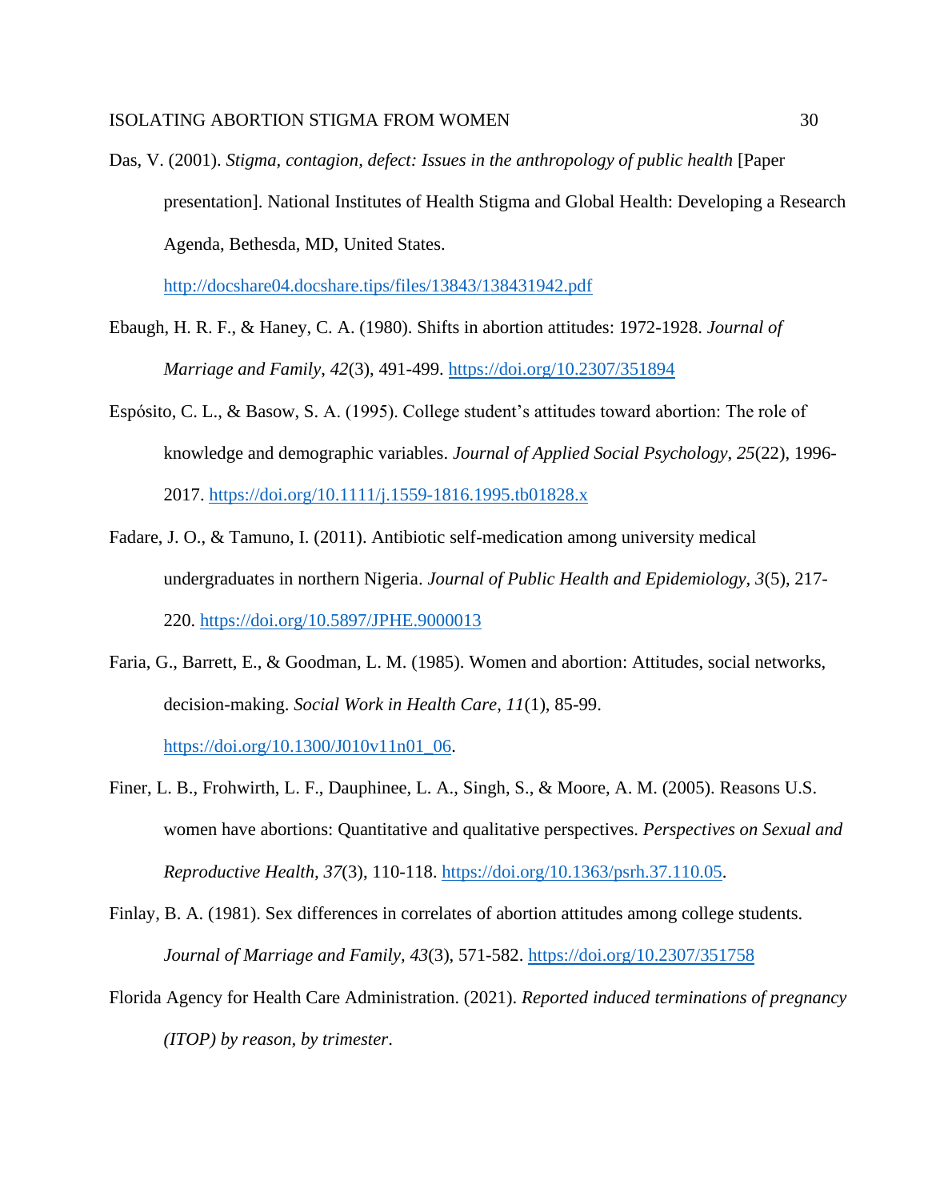Das, V. (2001). *Stigma, contagion, defect: Issues in the anthropology of public health* [Paper presentation]. National Institutes of Health Stigma and Global Health: Developing a Research Agenda, Bethesda, MD, United States. http://docshare04.docshare.tips/files/13843/138431942.pdf

Ebaugh, H. R. F., & Haney, C. A. (1980). Shifts in abortion attitudes: 1972-1928. *Journal of Marriage and Family*, *42*(3), 491-499. https://doi.org/10.2307/351894

Espósito, C. L., & Basow, S. A. (1995). College student's attitudes toward abortion: The role of knowledge and demographic variables. *Journal of Applied Social Psychology*, *25*(22), 1996-2017. https://doi.org/10.1111/j.1559-1816.1995.tb01828.x

Fadare, J. O., & Tamuno, I. (2011). Antibiotic self-medication among university medical undergraduates in northern Nigeria. *Journal of Public Health and Epidemiology*, *3*(5), 217-220. https://doi.org/10.5897/JPHE.9000013

Faria, G., Barrett, E., & Goodman, L. M. (1985). Women and abortion: Attitudes, social networks, decision-making. *Social Work in Health Care*, *11*(1), 85-99. https://doi.org/10.1300/J010v11n01_06.

Finer, L. B., Frohwirth, L. F., Dauphinee, L. A., Singh, S., & Moore, A. M. (2005). Reasons U.S. women have abortions: Quantitative and qualitative perspectives. *Perspectives on Sexual and Reproductive Health*, *37*(3), 110-118. https://doi.org/10.1363/psrh.37.110.05.

Finlay, B. A. (1981). Sex differences in correlates of abortion attitudes among college students. *Journal of Marriage and Family*, *43*(3), 571-582. https://doi.org/10.2307/351758

Florida Agency for Health Care Administration. (2021). *Reported induced terminations of pregnancy (ITOP) by reason, by trimester*.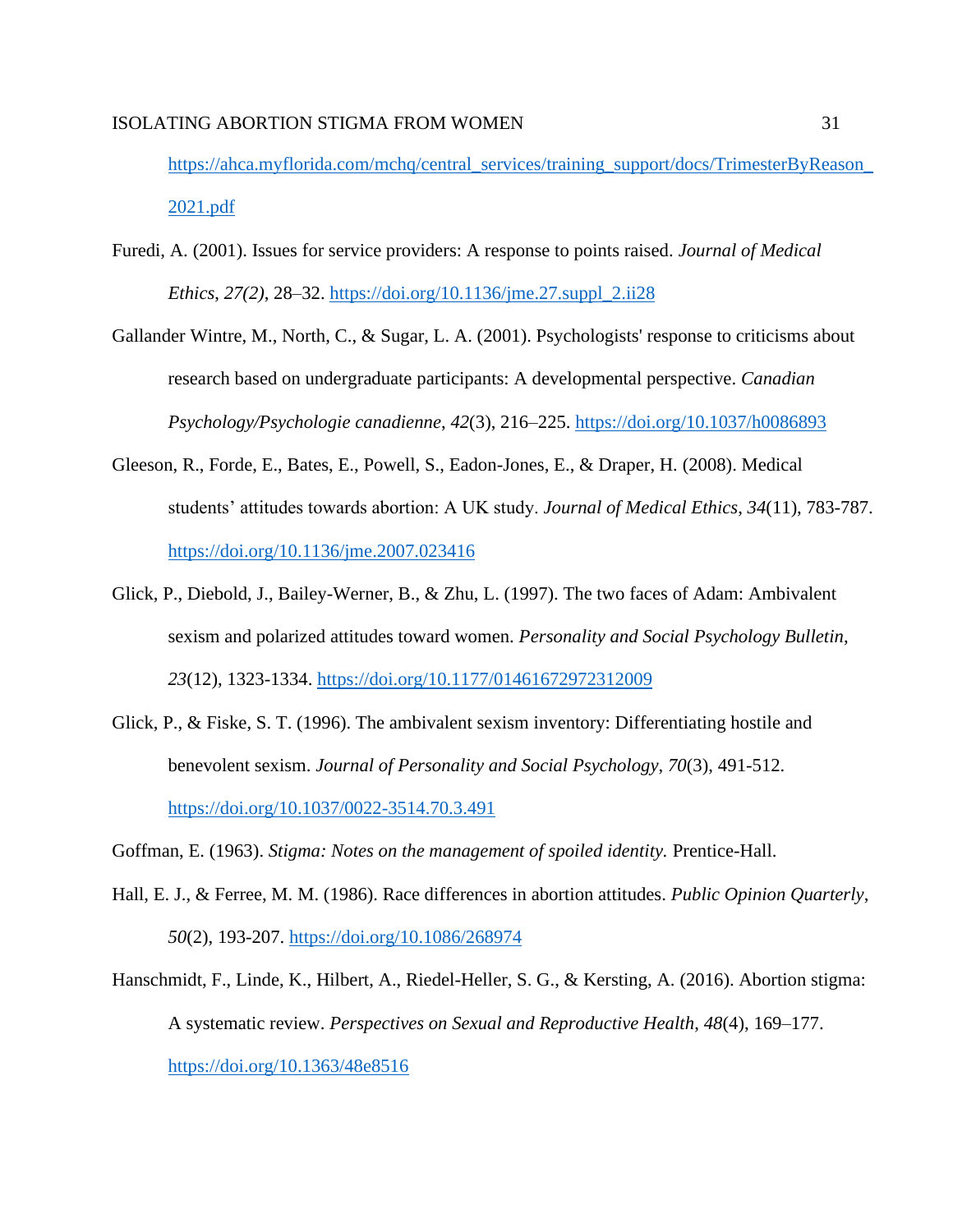https://ahca.myflorida.com/mchq/central_services/training_support/docs/TrimesterByReason_2021.pdf

Furedi, A. (2001). Issues for service providers: A response to points raised. *Journal of Medical Ethics*, *27(2)*, 28–32. https://doi.org/10.1136/jme.27.suppl_2.ii28

Gallander Wintre, M., North, C., & Sugar, L. A. (2001). Psychologists' response to criticisms about research based on undergraduate participants: A developmental perspective. *Canadian Psychology/Psychologie canadienne*, *42*(3), 216–225. https://doi.org/10.1037/h0086893

Gleeson, R., Forde, E., Bates, E., Powell, S., Eadon-Jones, E., & Draper, H. (2008). Medical students' attitudes towards abortion: A UK study. *Journal of Medical Ethics*, *34*(11), 783-787. https://doi.org/10.1136/jme.2007.023416

Glick, P., Diebold, J., Bailey-Werner, B., & Zhu, L. (1997). The two faces of Adam: Ambivalent sexism and polarized attitudes toward women. *Personality and Social Psychology Bulletin*, *23*(12), 1323-1334. https://doi.org/10.1177/01461672972312009

Glick, P., & Fiske, S. T. (1996). The ambivalent sexism inventory: Differentiating hostile and benevolent sexism. *Journal of Personality and Social Psychology*, *70*(3), 491-512. https://doi.org/10.1037/0022-3514.70.3.491

Goffman, E. (1963). *Stigma: Notes on the management of spoiled identity.* Prentice-Hall.

Hall, E. J., & Ferree, M. M. (1986). Race differences in abortion attitudes. *Public Opinion Quarterly*, *50*(2), 193-207. https://doi.org/10.1086/268974

Hanschmidt, F., Linde, K., Hilbert, A., Riedel-Heller, S. G., & Kersting, A. (2016). Abortion stigma: A systematic review. *Perspectives on Sexual and Reproductive Health*, *48*(4), 169–177. https://doi.org/10.1363/48e8516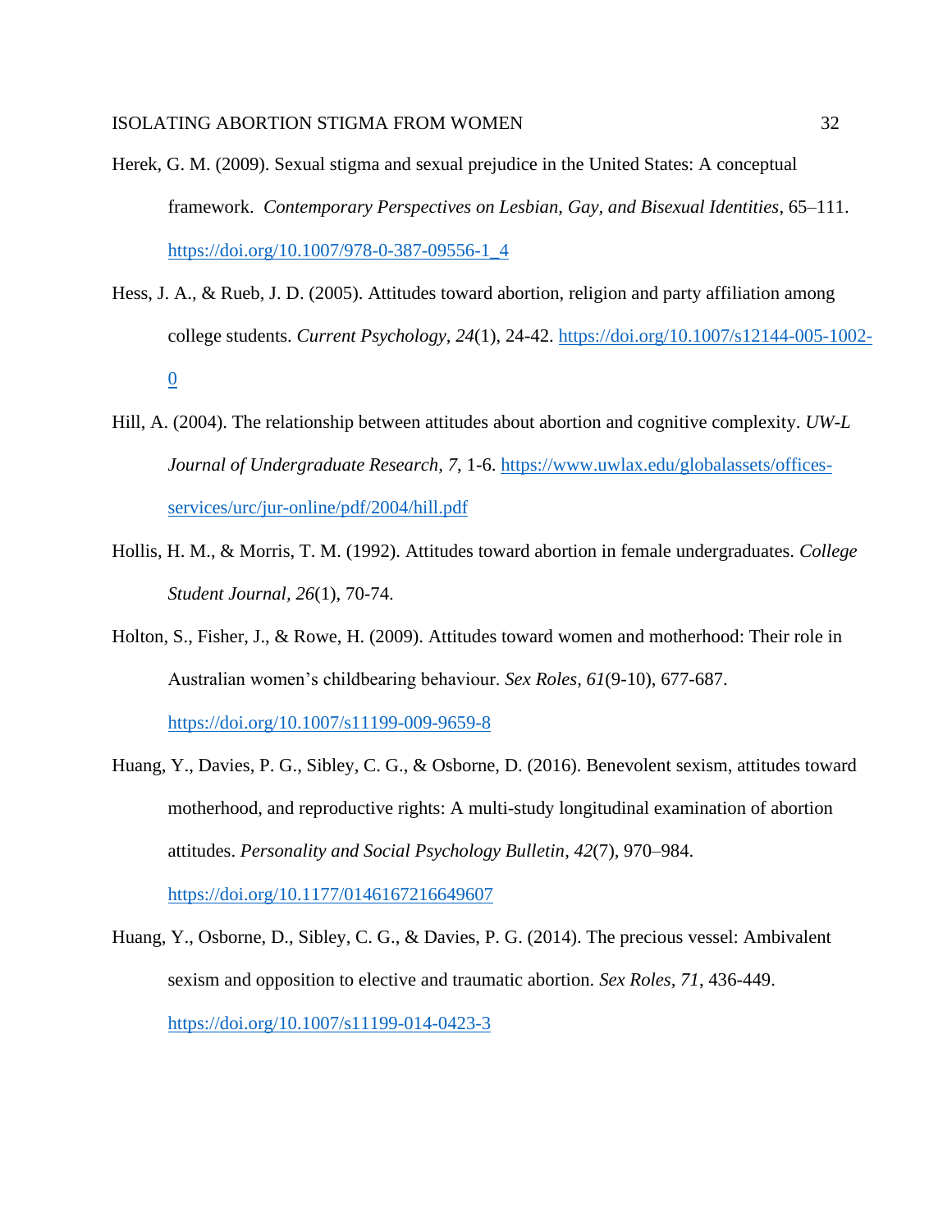Herek, G. M. (2009). Sexual stigma and sexual prejudice in the United States: A conceptual framework. *Contemporary Perspectives on Lesbian, Gay, and Bisexual Identities*, 65–111. https://doi.org/10.1007/978-0-387-09556-1_4

Hess, J. A., & Rueb, J. D. (2005). Attitudes toward abortion, religion and party affiliation among college students. *Current Psychology*, *24*(1), 24-42. https://doi.org/10.1007/s12144-005-1002-0

Hill, A. (2004). The relationship between attitudes about abortion and cognitive complexity. *UW-L Journal of Undergraduate Research*, *7*, 1-6. https://www.uwlax.edu/globalassets/offices-services/urc/jur-online/pdf/2004/hill.pdf

Hollis, H. M., & Morris, T. M. (1992). Attitudes toward abortion in female undergraduates. *College Student Journal*, *26*(1), 70-74.

Holton, S., Fisher, J., & Rowe, H. (2009). Attitudes toward women and motherhood: Their role in Australian women's childbearing behaviour. *Sex Roles*, *61*(9-10), 677-687. https://doi.org/10.1007/s11199-009-9659-8

Huang, Y., Davies, P. G., Sibley, C. G., & Osborne, D. (2016). Benevolent sexism, attitudes toward motherhood, and reproductive rights: A multi-study longitudinal examination of abortion attitudes. *Personality and Social Psychology Bulletin*, *42*(7), 970–984. https://doi.org/10.1177/0146167216649607

Huang, Y., Osborne, D., Sibley, C. G., & Davies, P. G. (2014). The precious vessel: Ambivalent sexism and opposition to elective and traumatic abortion. *Sex Roles*, *71*, 436-449. https://doi.org/10.1007/s11199-014-0423-3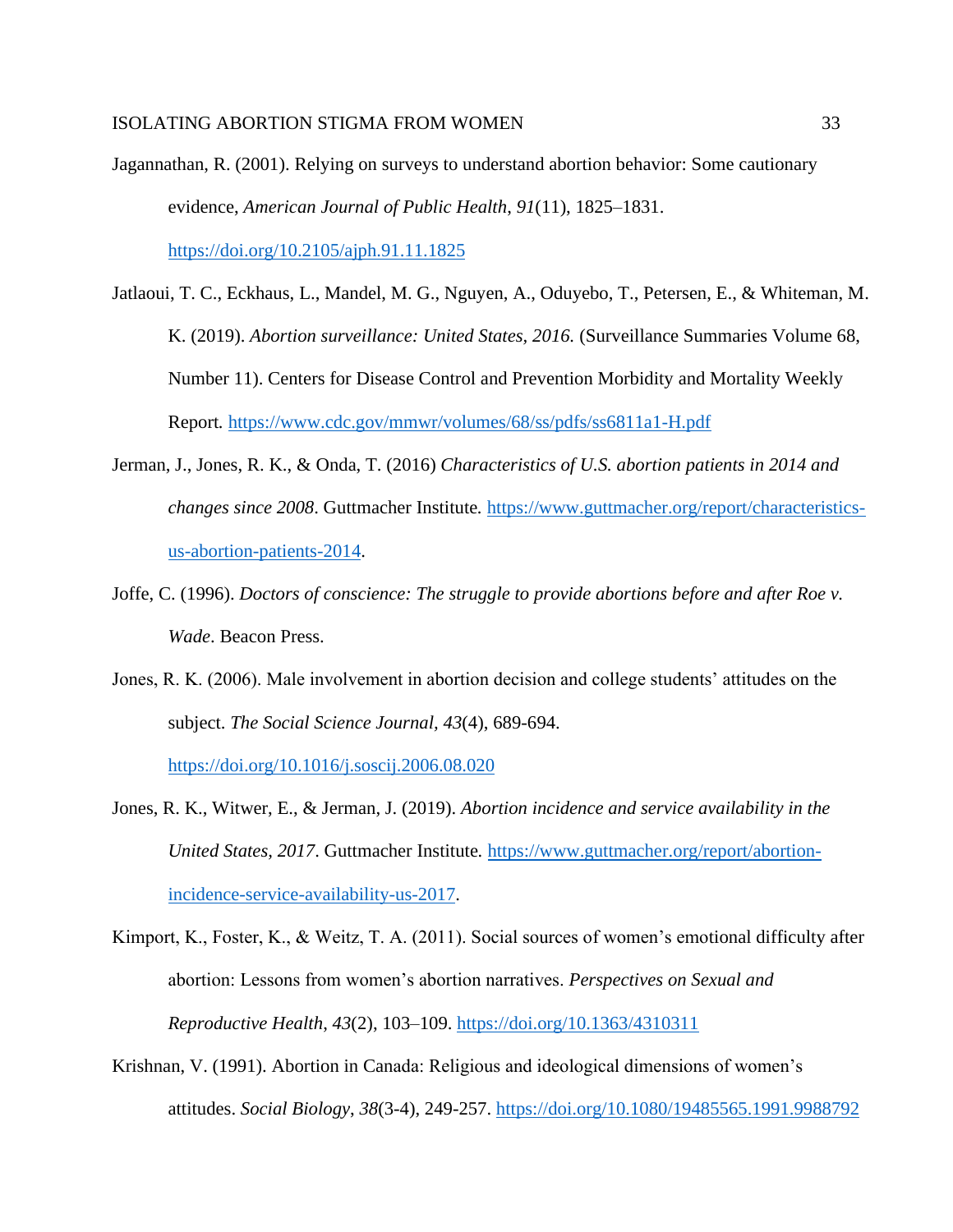Jagannathan, R. (2001). Relying on surveys to understand abortion behavior: Some cautionary evidence, *American Journal of Public Health*, *91*(11), 1825–1831. https://doi.org/10.2105/ajph.91.11.1825

Jatlaoui, T. C., Eckhaus, L., Mandel, M. G., Nguyen, A., Oduyebo, T., Petersen, E., & Whiteman, M. K. (2019). *Abortion surveillance: United States, 2016.* (Surveillance Summaries Volume 68, Number 11). Centers for Disease Control and Prevention Morbidity and Mortality Weekly Report. https://www.cdc.gov/mmwr/volumes/68/ss/pdfs/ss6811a1-H.pdf

Jerman, J., Jones, R. K., & Onda, T. (2016) *Characteristics of U.S. abortion patients in 2014 and changes since 2008*. Guttmacher Institute. https://www.guttmacher.org/report/characteristics-us-abortion-patients-2014.

Joffe, C. (1996). *Doctors of conscience: The struggle to provide abortions before and after Roe v. Wade*. Beacon Press.

Jones, R. K. (2006). Male involvement in abortion decision and college students' attitudes on the subject. *The Social Science Journal*, *43*(4), 689-694. https://doi.org/10.1016/j.soscij.2006.08.020

Jones, R. K., Witwer, E., & Jerman, J. (2019). *Abortion incidence and service availability in the United States, 2017*. Guttmacher Institute. https://www.guttmacher.org/report/abortion-incidence-service-availability-us-2017.

Kimport, K., Foster, K., & Weitz, T. A. (2011). Social sources of women's emotional difficulty after abortion: Lessons from women's abortion narratives. *Perspectives on Sexual and Reproductive Health*, *43*(2), 103–109. https://doi.org/10.1363/4310311

Krishnan, V. (1991). Abortion in Canada: Religious and ideological dimensions of women's attitudes. *Social Biology*, *38*(3-4), 249-257. https://doi.org/10.1080/19485565.1991.9988792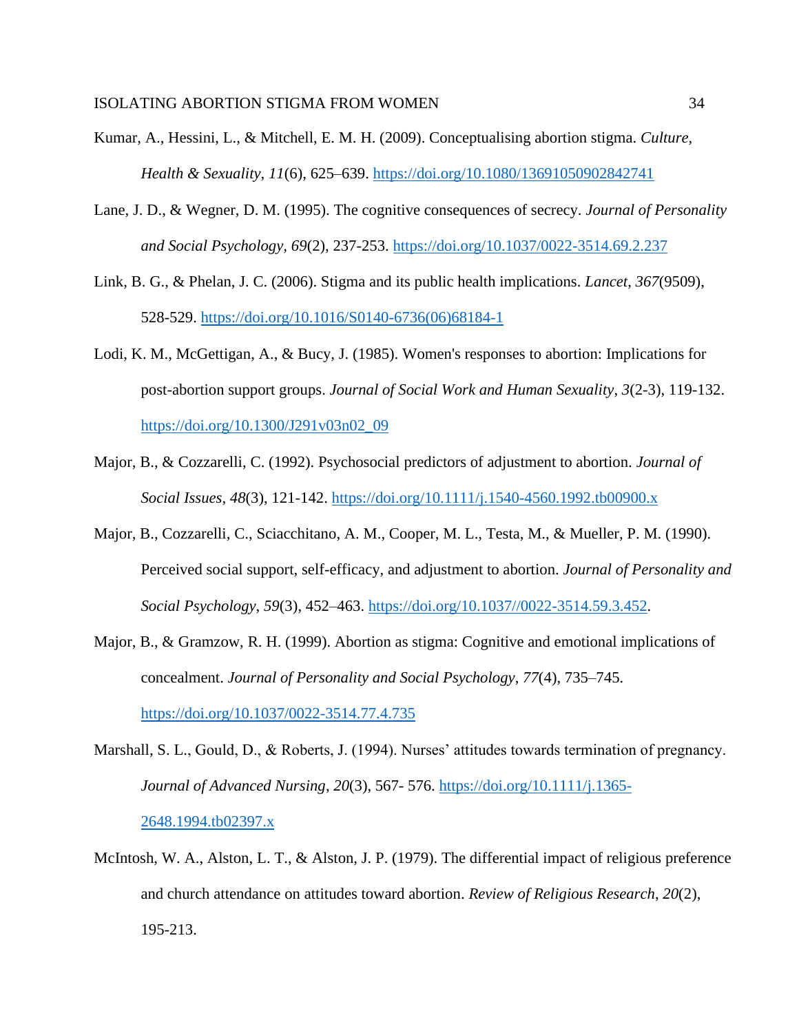Kumar, A., Hessini, L., & Mitchell, E. M. H. (2009). Conceptualising abortion stigma. *Culture, Health & Sexuality*, *11*(6), 625–639. https://doi.org/10.1080/13691050902842741

Lane, J. D., & Wegner, D. M. (1995). The cognitive consequences of secrecy. *Journal of Personality and Social Psychology, 69*(2), 237-253. https://doi.org/10.1037/0022-3514.69.2.237

Link, B. G., & Phelan, J. C. (2006). Stigma and its public health implications. *Lancet*, *367*(9509), 528-529. https://doi.org/10.1016/S0140-6736(06)68184-1

Lodi, K. M., McGettigan, A., & Bucy, J. (1985). Women's responses to abortion: Implications for post-abortion support groups. *Journal of Social Work and Human Sexuality*, *3*(2-3), 119-132. https://doi.org/10.1300/J291v03n02_09

Major, B., & Cozzarelli, C. (1992). Psychosocial predictors of adjustment to abortion. *Journal of Social Issues*, *48*(3), 121-142. https://doi.org/10.1111/j.1540-4560.1992.tb00900.x

Major, B., Cozzarelli, C., Sciacchitano, A. M., Cooper, M. L., Testa, M., & Mueller, P. M. (1990). Perceived social support, self-efficacy, and adjustment to abortion. *Journal of Personality and Social Psychology*, *59*(3), 452–463. https://doi.org/10.1037//0022-3514.59.3.452.

Major, B., & Gramzow, R. H. (1999). Abortion as stigma: Cognitive and emotional implications of concealment. *Journal of Personality and Social Psychology*, *77*(4), 735–745. https://doi.org/10.1037/0022-3514.77.4.735

Marshall, S. L., Gould, D., & Roberts, J. (1994). Nurses' attitudes towards termination of pregnancy. *Journal of Advanced Nursing*, *20*(3), 567- 576. https://doi.org/10.1111/j.1365-2648.1994.tb02397.x

McIntosh, W. A., Alston, L. T., & Alston, J. P. (1979). The differential impact of religious preference and church attendance on attitudes toward abortion. *Review of Religious Research*, *20*(2), 195-213.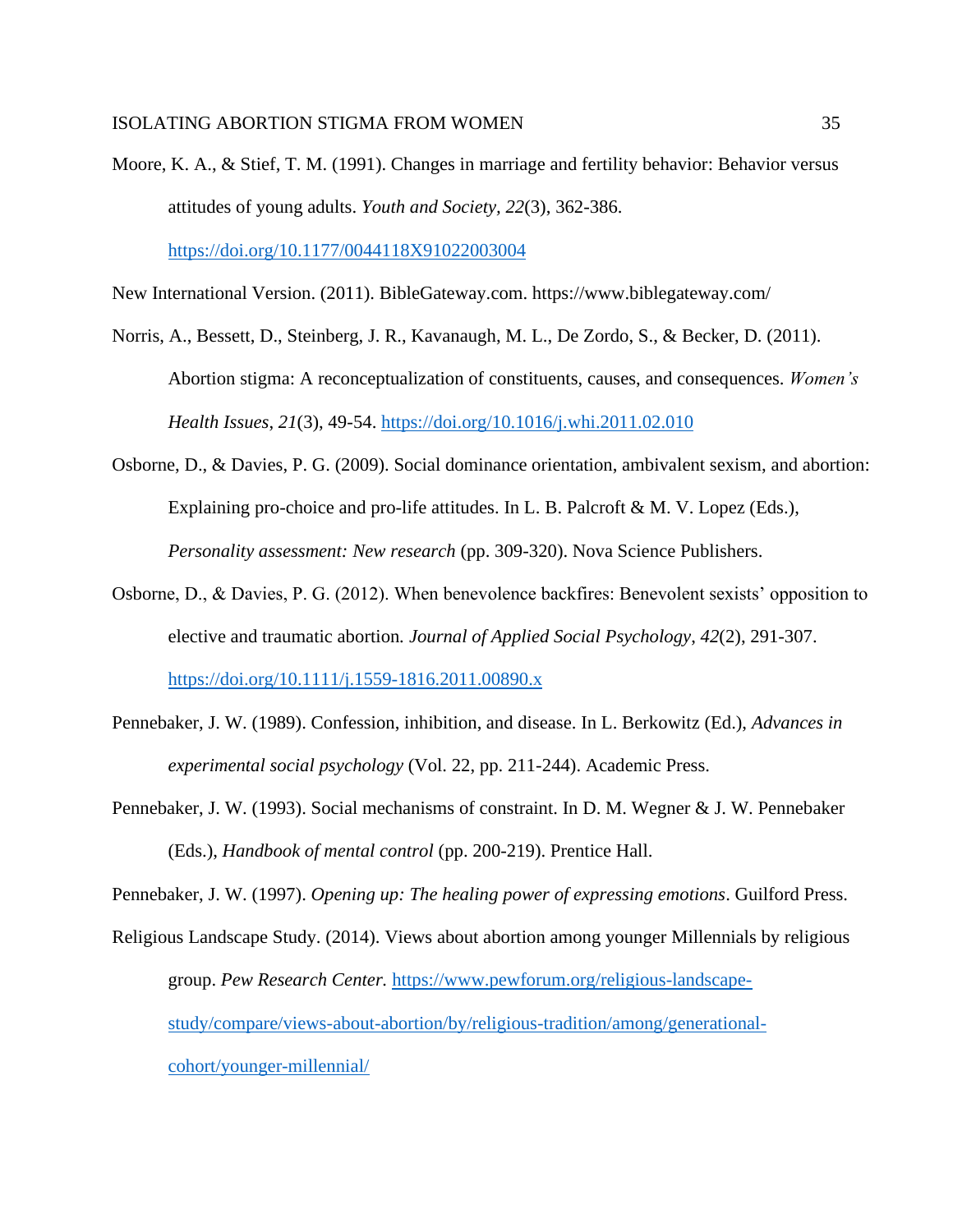Moore, K. A., & Stief, T. M. (1991). Changes in marriage and fertility behavior: Behavior versus attitudes of young adults. *Youth and Society*, *22*(3), 362-386. https://doi.org/10.1177/0044118X91022003004

New International Version. (2011). BibleGateway.com. https://www.biblegateway.com/

Norris, A., Bessett, D., Steinberg, J. R., Kavanaugh, M. L., De Zordo, S., & Becker, D. (2011). Abortion stigma: A reconceptualization of constituents, causes, and consequences. *Women's Health Issues*, *21*(3), 49-54. https://doi.org/10.1016/j.whi.2011.02.010

Osborne, D., & Davies, P. G. (2009). Social dominance orientation, ambivalent sexism, and abortion: Explaining pro-choice and pro-life attitudes. In L. B. Palcroft & M. V. Lopez (Eds.), *Personality assessment: New research* (pp. 309-320). Nova Science Publishers.

Osborne, D., & Davies, P. G. (2012). When benevolence backfires: Benevolent sexists' opposition to elective and traumatic abortion. *Journal of Applied Social Psychology*, *42*(2), 291-307. https://doi.org/10.1111/j.1559-1816.2011.00890.x

Pennebaker, J. W. (1989). Confession, inhibition, and disease. In L. Berkowitz (Ed.), *Advances in experimental social psychology* (Vol. 22, pp. 211-244). Academic Press.

Pennebaker, J. W. (1993). Social mechanisms of constraint. In D. M. Wegner & J. W. Pennebaker (Eds.), *Handbook of mental control* (pp. 200-219). Prentice Hall.

Pennebaker, J. W. (1997). *Opening up: The healing power of expressing emotions*. Guilford Press.

Religious Landscape Study. (2014). Views about abortion among younger Millennials by religious group. *Pew Research Center.* https://www.pewforum.org/religious-landscape-study/compare/views-about-abortion/by/religious-tradition/among/generational-cohort/younger-millennial/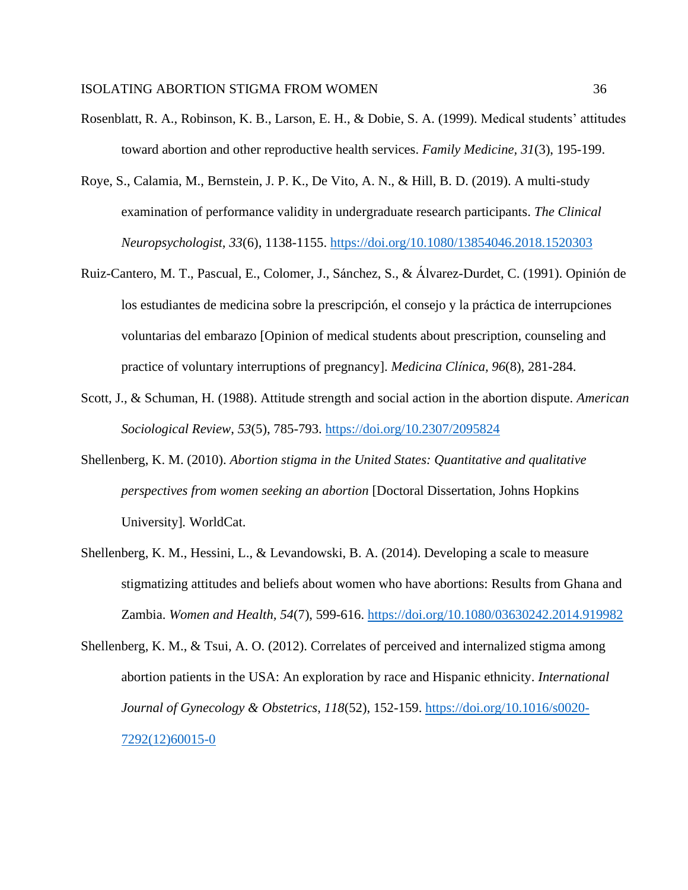Rosenblatt, R. A., Robinson, K. B., Larson, E. H., & Dobie, S. A. (1999). Medical students' attitudes toward abortion and other reproductive health services. *Family Medicine, 31*(3), 195-199.

Roye, S., Calamia, M., Bernstein, J. P. K., De Vito, A. N., & Hill, B. D. (2019). A multi-study examination of performance validity in undergraduate research participants. *The Clinical Neuropsychologist, 33*(6), 1138-1155. https://doi.org/10.1080/13854046.2018.1520303

Ruiz-Cantero, M. T., Pascual, E., Colomer, J., Sánchez, S., & Álvarez-Durdet, C. (1991). Opinión de los estudiantes de medicina sobre la prescripción, el consejo y la práctica de interrupciones voluntarias del embarazo [Opinion of medical students about prescription, counseling and practice of voluntary interruptions of pregnancy]. *Medicina Clínica, 96*(8), 281-284.

Scott, J., & Schuman, H. (1988). Attitude strength and social action in the abortion dispute. *American Sociological Review, 53*(5), 785-793. https://doi.org/10.2307/2095824

Shellenberg, K. M. (2010). *Abortion stigma in the United States: Quantitative and qualitative perspectives from women seeking an abortion* [Doctoral Dissertation, Johns Hopkins University]. WorldCat.

Shellenberg, K. M., Hessini, L., & Levandowski, B. A. (2014). Developing a scale to measure stigmatizing attitudes and beliefs about women who have abortions: Results from Ghana and Zambia. *Women and Health, 54*(7), 599-616. https://doi.org/10.1080/03630242.2014.919982

Shellenberg, K. M., & Tsui, A. O. (2012). Correlates of perceived and internalized stigma among abortion patients in the USA: An exploration by race and Hispanic ethnicity. *International Journal of Gynecology & Obstetrics, 118*(52), 152-159. https://doi.org/10.1016/s0020-7292(12)60015-0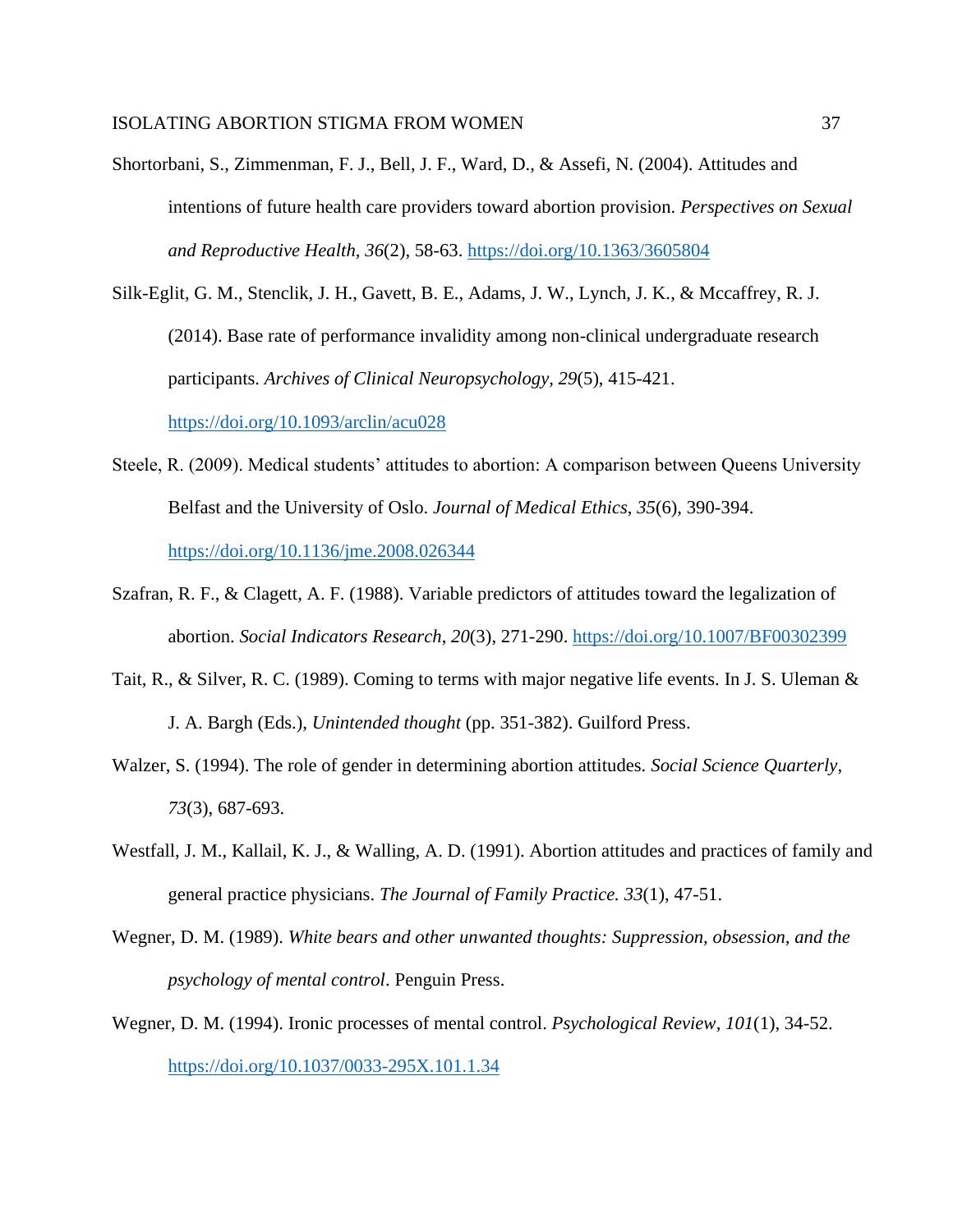Shortorbani, S., Zimmenman, F. J., Bell, J. F., Ward, D., & Assefi, N. (2004). Attitudes and intentions of future health care providers toward abortion provision. *Perspectives on Sexual and Reproductive Health, 36*(2), 58-63. https://doi.org/10.1363/3605804

Silk-Eglit, G. M., Stenclik, J. H., Gavett, B. E., Adams, J. W., Lynch, J. K., & Mccaffrey, R. J. (2014). Base rate of performance invalidity among non-clinical undergraduate research participants. *Archives of Clinical Neuropsychology, 29*(5), 415-421. https://doi.org/10.1093/arclin/acu028

Steele, R. (2009). Medical students' attitudes to abortion: A comparison between Queens University Belfast and the University of Oslo. *Journal of Medical Ethics*, *35*(6), 390-394. https://doi.org/10.1136/jme.2008.026344

Szafran, R. F., & Clagett, A. F. (1988). Variable predictors of attitudes toward the legalization of abortion. *Social Indicators Research*, *20*(3), 271-290. https://doi.org/10.1007/BF00302399

Tait, R., & Silver, R. C. (1989). Coming to terms with major negative life events. In J. S. Uleman & J. A. Bargh (Eds.), *Unintended thought* (pp. 351-382). Guilford Press.

Walzer, S. (1994). The role of gender in determining abortion attitudes. *Social Science Quarterly*, *73*(3), 687-693.

Westfall, J. M., Kallail, K. J., & Walling, A. D. (1991). Abortion attitudes and practices of family and general practice physicians. *The Journal of Family Practice. 33*(1), 47-51.

Wegner, D. M. (1989). *White bears and other unwanted thoughts: Suppression, obsession, and the psychology of mental control*. Penguin Press.

Wegner, D. M. (1994). Ironic processes of mental control. *Psychological Review*, *101*(1), 34-52. https://doi.org/10.1037/0033-295X.101.1.34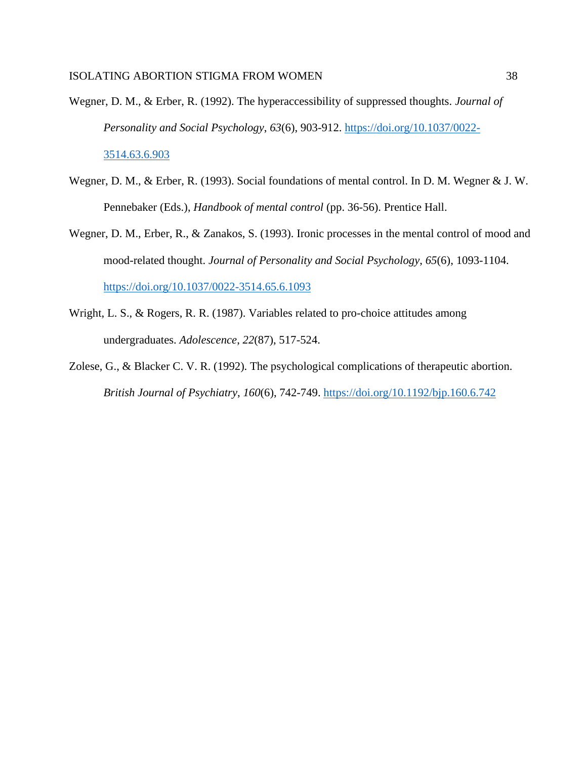Wegner, D. M., & Erber, R. (1992). The hyperaccessibility of suppressed thoughts. *Journal of Personality and Social Psychology*, *63*(6), 903-912. https://doi.org/10.1037/0022-3514.63.6.903

Wegner, D. M., & Erber, R. (1993). Social foundations of mental control. In D. M. Wegner & J. W. Pennebaker (Eds.), *Handbook of mental control* (pp. 36-56). Prentice Hall.

Wegner, D. M., Erber, R., & Zanakos, S. (1993). Ironic processes in the mental control of mood and mood-related thought. *Journal of Personality and Social Psychology*, *65*(6), 1093-1104. https://doi.org/10.1037/0022-3514.65.6.1093

Wright, L. S., & Rogers, R. R. (1987). Variables related to pro-choice attitudes among undergraduates. *Adolescence*, *22*(87), 517-524.

Zolese, G., & Blacker C. V. R. (1992). The psychological complications of therapeutic abortion. *British Journal of Psychiatry*, *160*(6), 742-749. https://doi.org/10.1192/bjp.160.6.742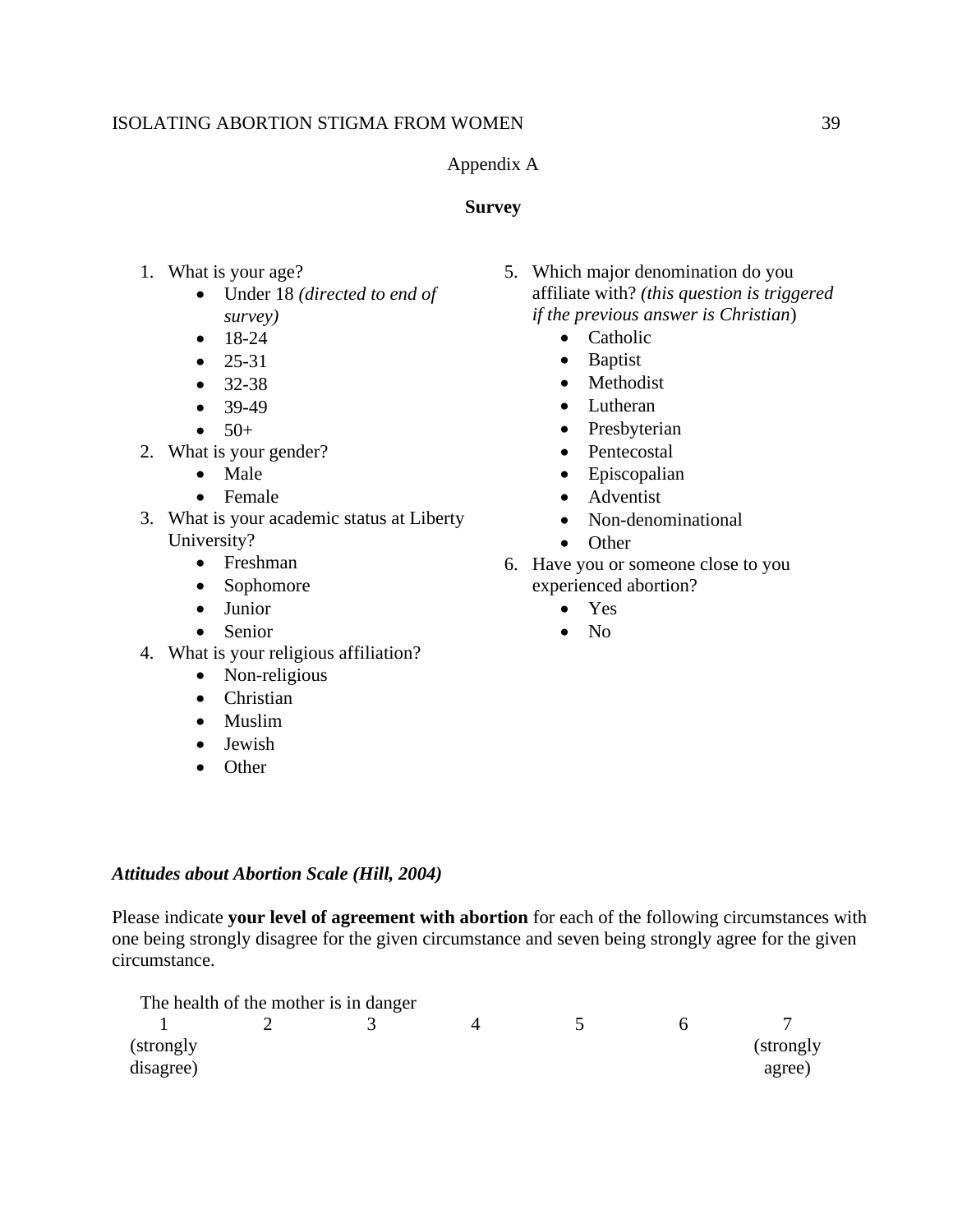Appendix A

**Survey**

1. What is your age?
   - Under 18 *(directed to end of survey)*
   - 18-24
   - 25-31
   - 32-38
   - 39-49
   - 50+
2. What is your gender?
   - Male
   - Female
3. What is your academic status at Liberty University?
   - Freshman
   - Sophomore
   - Junior
   - Senior
4. What is your religious affiliation?
   - Non-religious
   - Christian
   - Muslim
   - Jewish
   - Other
5. Which major denomination do you affiliate with? *(this question is triggered if the previous answer is Christian*)
   - Catholic
   - Baptist
   - Methodist
   - Lutheran
   - Presbyterian
   - Pentecostal
   - Episcopalian
   - Adventist
   - Non-denominational
   - Other
6. Have you or someone close to you experienced abortion?
   - Yes
   - No

***Attitudes about Abortion Scale (Hill, 2004)***

Please indicate **your level of agreement with abortion** for each of the following circumstances with one being strongly disagree for the given circumstance and seven being strongly agree for the given circumstance.

The health of the mother is in danger

| 1 | 2 | 3 | 4 | 5 | 6 | 7 |
|---|---|---|---|---|---|---|
| (strongly disagree) | | | | | | (strongly agree) |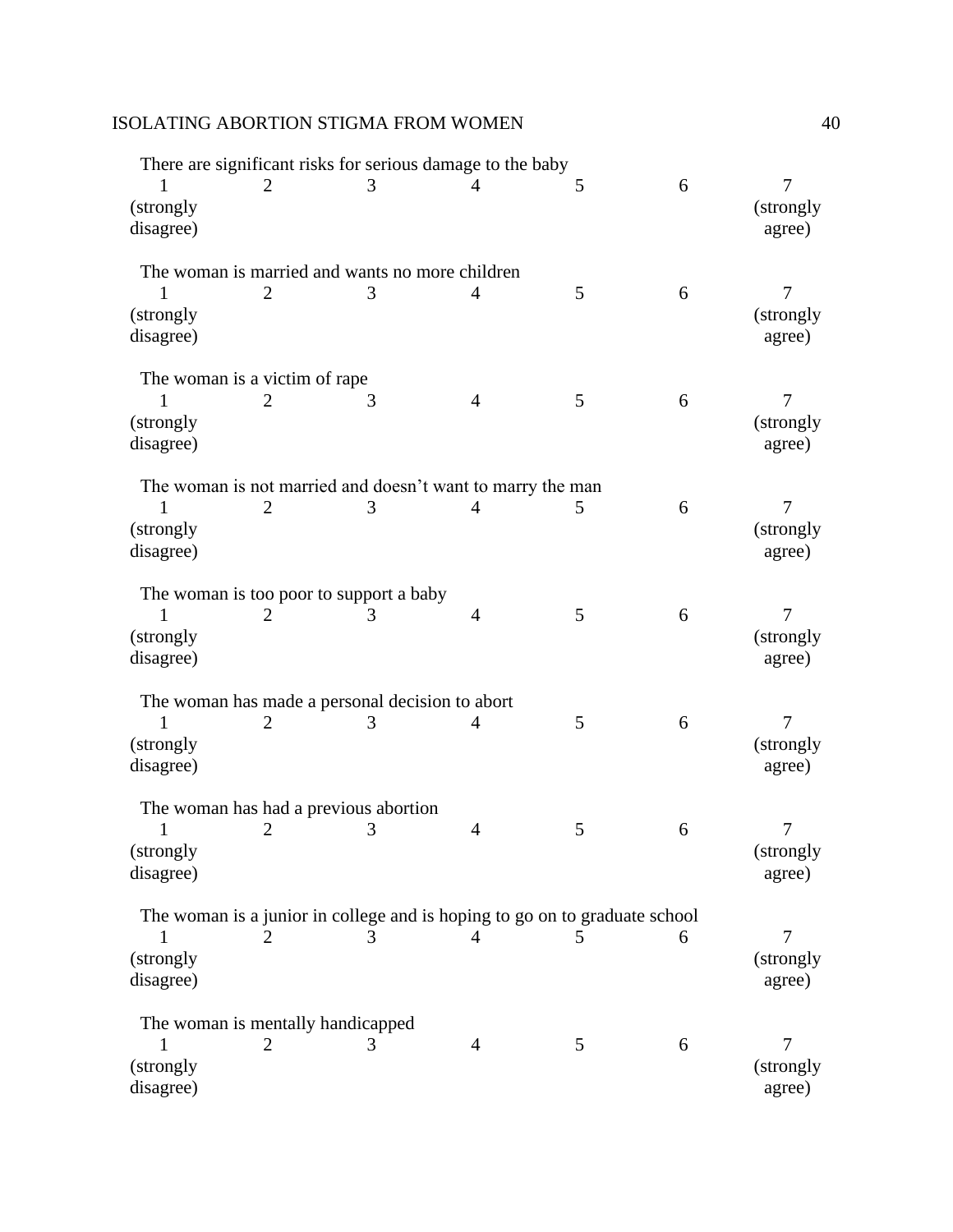There are significant risks for serious damage to the baby

| 1 (strongly disagree) | 2 | 3 | 4 | 5 | 6 | 7 (strongly agree) |
|---|---|---|---|---|---|---|

The woman is married and wants no more children

| 1 (strongly disagree) | 2 | 3 | 4 | 5 | 6 | 7 (strongly agree) |
|---|---|---|---|---|---|---|

The woman is a victim of rape

| 1 (strongly disagree) | 2 | 3 | 4 | 5 | 6 | 7 (strongly agree) |
|---|---|---|---|---|---|---|

The woman is not married and doesn't want to marry the man

| 1 (strongly disagree) | 2 | 3 | 4 | 5 | 6 | 7 (strongly agree) |
|---|---|---|---|---|---|---|

The woman is too poor to support a baby

| 1 (strongly disagree) | 2 | 3 | 4 | 5 | 6 | 7 (strongly agree) |
|---|---|---|---|---|---|---|

The woman has made a personal decision to abort

| 1 (strongly disagree) | 2 | 3 | 4 | 5 | 6 | 7 (strongly agree) |
|---|---|---|---|---|---|---|

The woman has had a previous abortion

| 1 (strongly disagree) | 2 | 3 | 4 | 5 | 6 | 7 (strongly agree) |
|---|---|---|---|---|---|---|

The woman is a junior in college and is hoping to go on to graduate school

| 1 (strongly disagree) | 2 | 3 | 4 | 5 | 6 | 7 (strongly agree) |
|---|---|---|---|---|---|---|

The woman is mentally handicapped

| 1 (strongly disagree) | 2 | 3 | 4 | 5 | 6 | 7 (strongly agree) |
|---|---|---|---|---|---|---|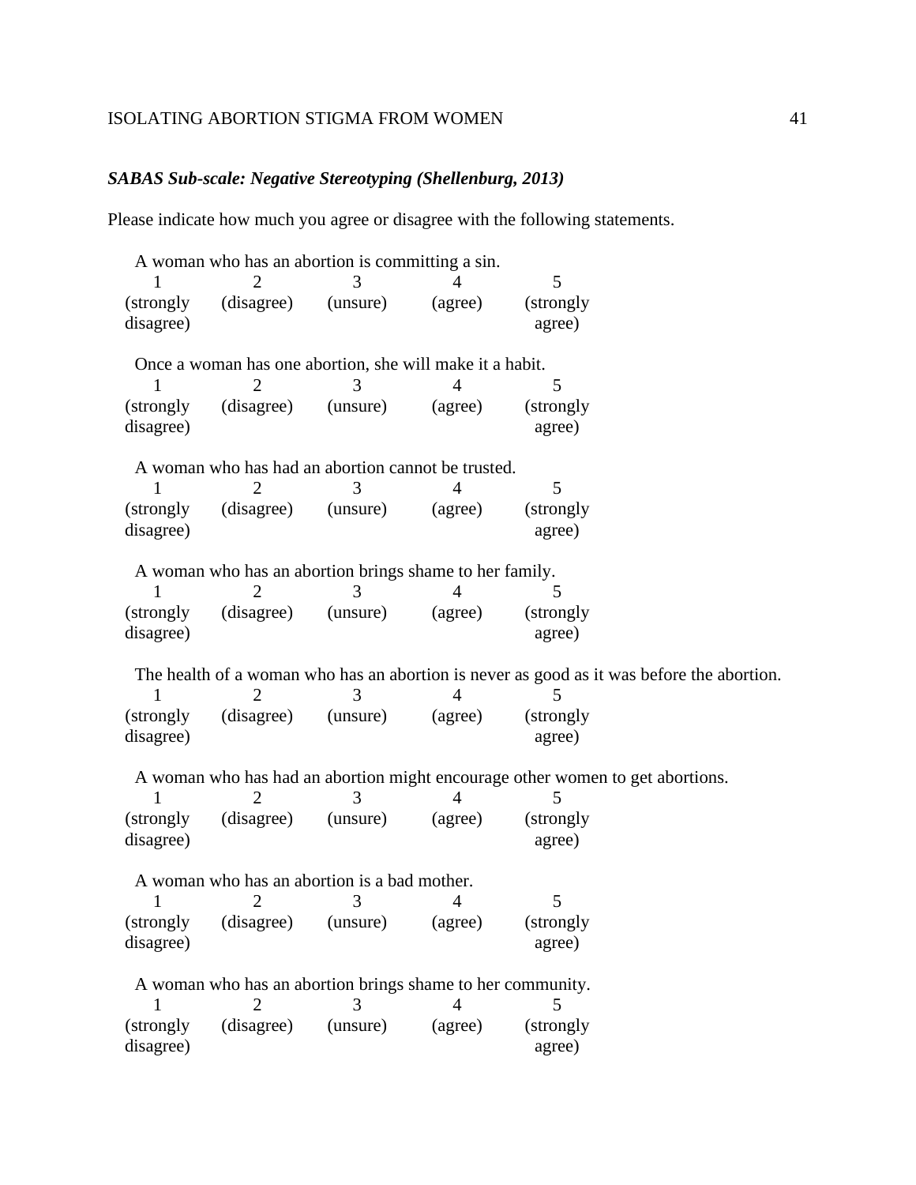***SABAS Sub-scale: Negative Stereotyping (Shellenburg, 2013)***

Please indicate how much you agree or disagree with the following statements.

A woman who has an abortion is committing a sin.

| 1 (strongly disagree) | 2 (disagree) | 3 (unsure) | 4 (agree) | 5 (strongly agree) |
|---|---|---|---|---|

Once a woman has one abortion, she will make it a habit.

| 1 (strongly disagree) | 2 (disagree) | 3 (unsure) | 4 (agree) | 5 (strongly agree) |
|---|---|---|---|---|

A woman who has had an abortion cannot be trusted.

| 1 (strongly disagree) | 2 (disagree) | 3 (unsure) | 4 (agree) | 5 (strongly agree) |
|---|---|---|---|---|

A woman who has an abortion brings shame to her family.

| 1 (strongly disagree) | 2 (disagree) | 3 (unsure) | 4 (agree) | 5 (strongly agree) |
|---|---|---|---|---|

The health of a woman who has an abortion is never as good as it was before the abortion.

| 1 (strongly disagree) | 2 (disagree) | 3 (unsure) | 4 (agree) | 5 (strongly agree) |
|---|---|---|---|---|

A woman who has had an abortion might encourage other women to get abortions.

| 1 (strongly disagree) | 2 (disagree) | 3 (unsure) | 4 (agree) | 5 (strongly agree) |
|---|---|---|---|---|

A woman who has an abortion is a bad mother.

| 1 (strongly disagree) | 2 (disagree) | 3 (unsure) | 4 (agree) | 5 (strongly agree) |
|---|---|---|---|---|

A woman who has an abortion brings shame to her community.

| 1 (strongly disagree) | 2 (disagree) | 3 (unsure) | 4 (agree) | 5 (strongly agree) |
|---|---|---|---|---|